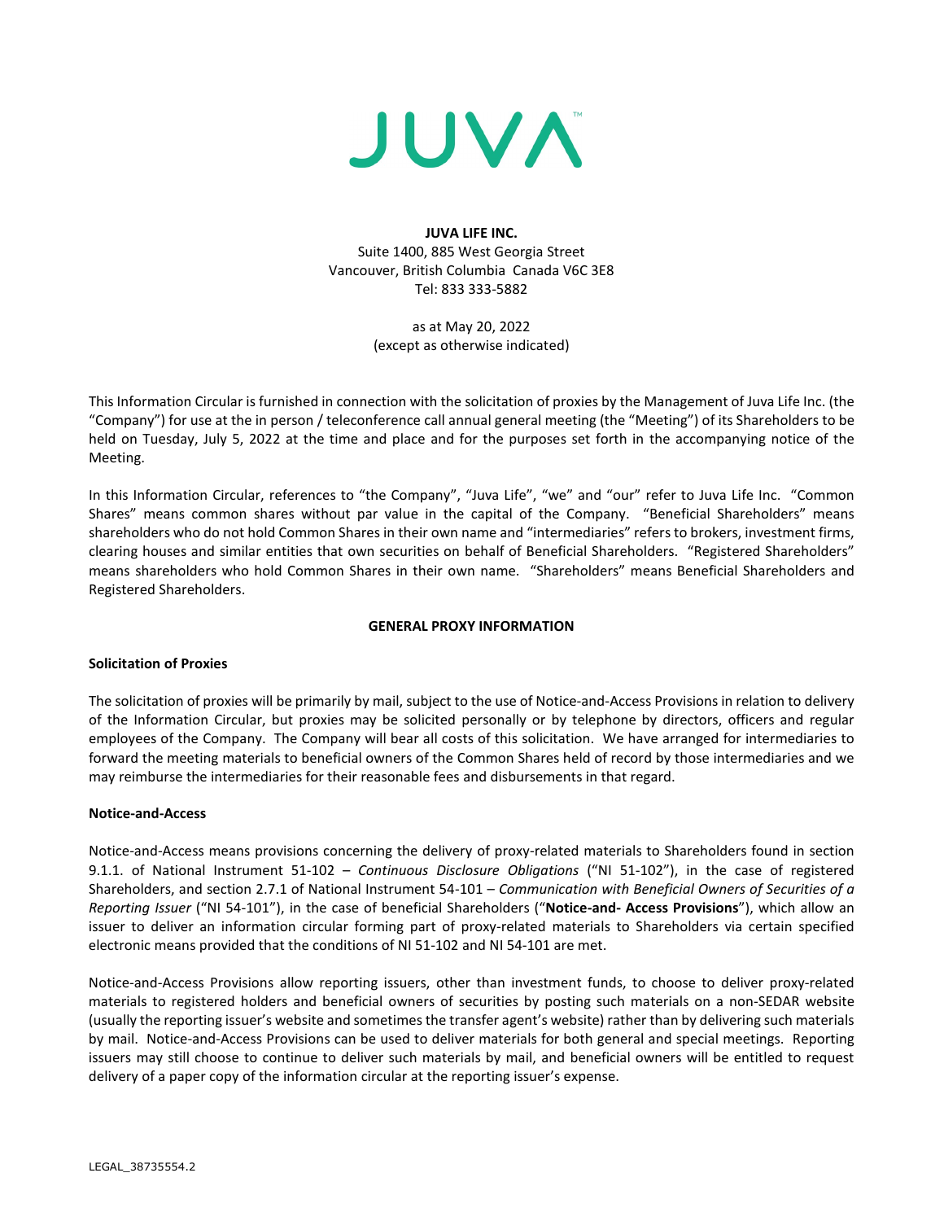JUVA™

**JUVA LIFE INC.**
Suite 1400, 885 West Georgia Street
Vancouver, British Columbia Canada V6C 3E8
Tel: 833 333-5882

as at May 20, 2022
(except as otherwise indicated)

This Information Circular is furnished in connection with the solicitation of proxies by the Management of Juva Life Inc. (the "Company") for use at the in person / teleconference call annual general meeting (the "Meeting") of its Shareholders to be held on Tuesday, July 5, 2022 at the time and place and for the purposes set forth in the accompanying notice of the Meeting.

In this Information Circular, references to "the Company", "Juva Life", "we" and "our" refer to Juva Life Inc. "Common Shares" means common shares without par value in the capital of the Company. "Beneficial Shareholders" means shareholders who do not hold Common Shares in their own name and "intermediaries" refers to brokers, investment firms, clearing houses and similar entities that own securities on behalf of Beneficial Shareholders. "Registered Shareholders" means shareholders who hold Common Shares in their own name. "Shareholders" means Beneficial Shareholders and Registered Shareholders.

## GENERAL PROXY INFORMATION

### Solicitation of Proxies

The solicitation of proxies will be primarily by mail, subject to the use of Notice-and-Access Provisions in relation to delivery of the Information Circular, but proxies may be solicited personally or by telephone by directors, officers and regular employees of the Company. The Company will bear all costs of this solicitation. We have arranged for intermediaries to forward the meeting materials to beneficial owners of the Common Shares held of record by those intermediaries and we may reimburse the intermediaries for their reasonable fees and disbursements in that regard.

### Notice-and-Access

Notice-and-Access means provisions concerning the delivery of proxy-related materials to Shareholders found in section 9.1.1. of National Instrument 51-102 – *Continuous Disclosure Obligations* ("NI 51-102"), in the case of registered Shareholders, and section 2.7.1 of National Instrument 54-101 – *Communication with Beneficial Owners of Securities of a Reporting Issuer* ("NI 54-101"), in the case of beneficial Shareholders ("**Notice-and- Access Provisions**"), which allow an issuer to deliver an information circular forming part of proxy-related materials to Shareholders via certain specified electronic means provided that the conditions of NI 51-102 and NI 54-101 are met.

Notice-and-Access Provisions allow reporting issuers, other than investment funds, to choose to deliver proxy-related materials to registered holders and beneficial owners of securities by posting such materials on a non-SEDAR website (usually the reporting issuer's website and sometimes the transfer agent's website) rather than by delivering such materials by mail. Notice-and-Access Provisions can be used to deliver materials for both general and special meetings. Reporting issuers may still choose to continue to deliver such materials by mail, and beneficial owners will be entitled to request delivery of a paper copy of the information circular at the reporting issuer's expense.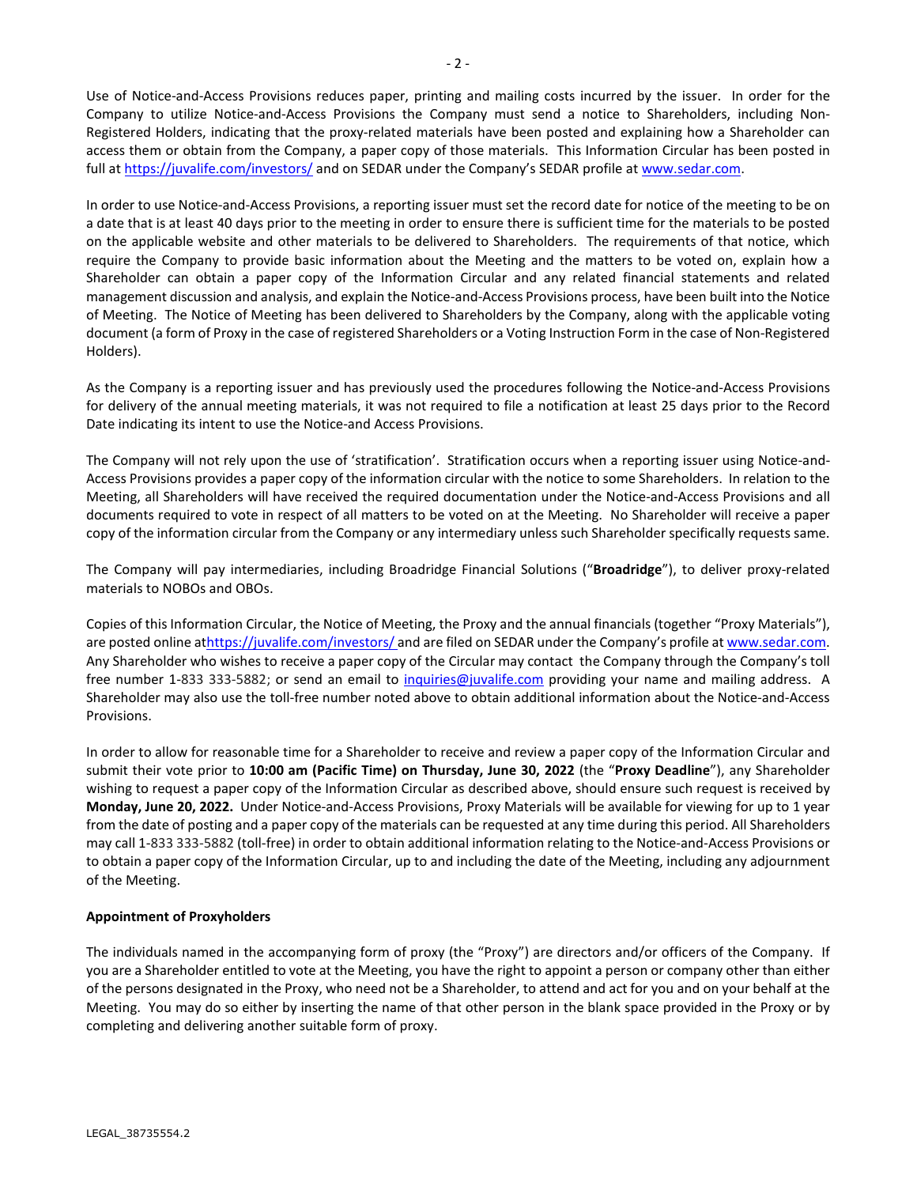Use of Notice-and-Access Provisions reduces paper, printing and mailing costs incurred by the issuer. In order for the Company to utilize Notice-and-Access Provisions the Company must send a notice to Shareholders, including Non-Registered Holders, indicating that the proxy-related materials have been posted and explaining how a Shareholder can access them or obtain from the Company, a paper copy of those materials. This Information Circular has been posted in full at https://juvalife.com/investors/ and on SEDAR under the Company's SEDAR profile at www.sedar.com.

In order to use Notice-and-Access Provisions, a reporting issuer must set the record date for notice of the meeting to be on a date that is at least 40 days prior to the meeting in order to ensure there is sufficient time for the materials to be posted on the applicable website and other materials to be delivered to Shareholders. The requirements of that notice, which require the Company to provide basic information about the Meeting and the matters to be voted on, explain how a Shareholder can obtain a paper copy of the Information Circular and any related financial statements and related management discussion and analysis, and explain the Notice-and-Access Provisions process, have been built into the Notice of Meeting. The Notice of Meeting has been delivered to Shareholders by the Company, along with the applicable voting document (a form of Proxy in the case of registered Shareholders or a Voting Instruction Form in the case of Non-Registered Holders).

As the Company is a reporting issuer and has previously used the procedures following the Notice-and-Access Provisions for delivery of the annual meeting materials, it was not required to file a notification at least 25 days prior to the Record Date indicating its intent to use the Notice-and Access Provisions.

The Company will not rely upon the use of 'stratification'. Stratification occurs when a reporting issuer using Notice-and-Access Provisions provides a paper copy of the information circular with the notice to some Shareholders. In relation to the Meeting, all Shareholders will have received the required documentation under the Notice-and-Access Provisions and all documents required to vote in respect of all matters to be voted on at the Meeting. No Shareholder will receive a paper copy of the information circular from the Company or any intermediary unless such Shareholder specifically requests same.

The Company will pay intermediaries, including Broadridge Financial Solutions ("**Broadridge**"), to deliver proxy-related materials to NOBOs and OBOs.

Copies of this Information Circular, the Notice of Meeting, the Proxy and the annual financials (together "Proxy Materials"), are posted online athttps://juvalife.com/investors/ and are filed on SEDAR under the Company's profile at www.sedar.com. Any Shareholder who wishes to receive a paper copy of the Circular may contact the Company through the Company's toll free number 1-833 333-5882; or send an email to inquiries@juvalife.com providing your name and mailing address. A Shareholder may also use the toll-free number noted above to obtain additional information about the Notice-and-Access Provisions.

In order to allow for reasonable time for a Shareholder to receive and review a paper copy of the Information Circular and submit their vote prior to **10:00 am (Pacific Time) on Thursday, June 30, 2022** (the "**Proxy Deadline**"), any Shareholder wishing to request a paper copy of the Information Circular as described above, should ensure such request is received by **Monday, June 20, 2022.** Under Notice-and-Access Provisions, Proxy Materials will be available for viewing for up to 1 year from the date of posting and a paper copy of the materials can be requested at any time during this period. All Shareholders may call 1-833 333-5882 (toll-free) in order to obtain additional information relating to the Notice-and-Access Provisions or to obtain a paper copy of the Information Circular, up to and including the date of the Meeting, including any adjournment of the Meeting.

**Appointment of Proxyholders**

The individuals named in the accompanying form of proxy (the "Proxy") are directors and/or officers of the Company. If you are a Shareholder entitled to vote at the Meeting, you have the right to appoint a person or company other than either of the persons designated in the Proxy, who need not be a Shareholder, to attend and act for you and on your behalf at the Meeting. You may do so either by inserting the name of that other person in the blank space provided in the Proxy or by completing and delivering another suitable form of proxy.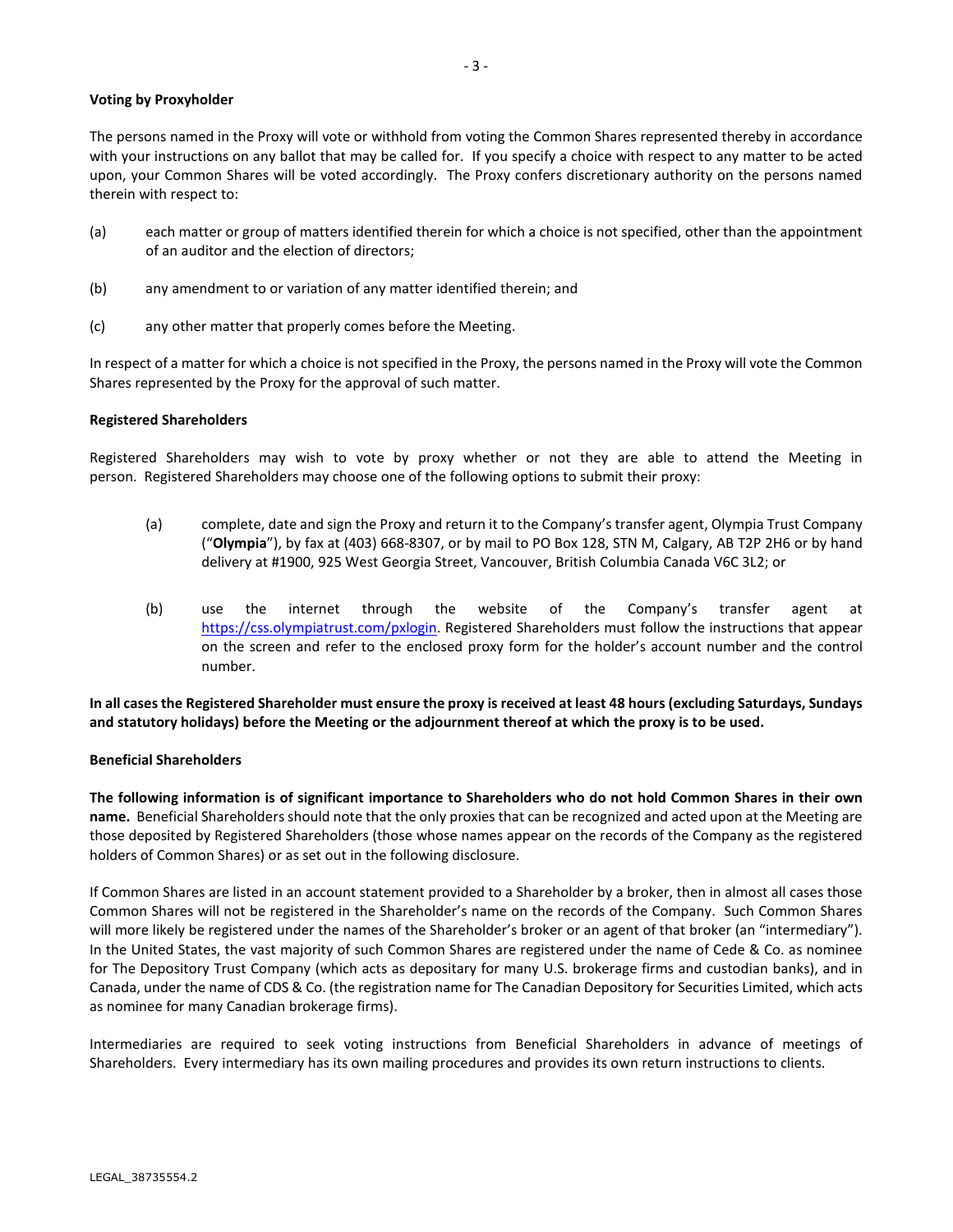**Voting by Proxyholder**

The persons named in the Proxy will vote or withhold from voting the Common Shares represented thereby in accordance with your instructions on any ballot that may be called for. If you specify a choice with respect to any matter to be acted upon, your Common Shares will be voted accordingly. The Proxy confers discretionary authority on the persons named therein with respect to:

(a) each matter or group of matters identified therein for which a choice is not specified, other than the appointment of an auditor and the election of directors;

(b) any amendment to or variation of any matter identified therein; and

(c) any other matter that properly comes before the Meeting.

In respect of a matter for which a choice is not specified in the Proxy, the persons named in the Proxy will vote the Common Shares represented by the Proxy for the approval of such matter.

**Registered Shareholders**

Registered Shareholders may wish to vote by proxy whether or not they are able to attend the Meeting in person. Registered Shareholders may choose one of the following options to submit their proxy:

(a) complete, date and sign the Proxy and return it to the Company's transfer agent, Olympia Trust Company ("**Olympia**"), by fax at (403) 668-8307, or by mail to PO Box 128, STN M, Calgary, AB T2P 2H6 or by hand delivery at #1900, 925 West Georgia Street, Vancouver, British Columbia Canada V6C 3L2; or

(b) use the internet through the website of the Company's transfer agent at https://css.olympiatrust.com/pxlogin. Registered Shareholders must follow the instructions that appear on the screen and refer to the enclosed proxy form for the holder's account number and the control number.

**In all cases the Registered Shareholder must ensure the proxy is received at least 48 hours (excluding Saturdays, Sundays and statutory holidays) before the Meeting or the adjournment thereof at which the proxy is to be used.**

**Beneficial Shareholders**

**The following information is of significant importance to Shareholders who do not hold Common Shares in their own name.** Beneficial Shareholders should note that the only proxies that can be recognized and acted upon at the Meeting are those deposited by Registered Shareholders (those whose names appear on the records of the Company as the registered holders of Common Shares) or as set out in the following disclosure.

If Common Shares are listed in an account statement provided to a Shareholder by a broker, then in almost all cases those Common Shares will not be registered in the Shareholder's name on the records of the Company. Such Common Shares will more likely be registered under the names of the Shareholder's broker or an agent of that broker (an "intermediary"). In the United States, the vast majority of such Common Shares are registered under the name of Cede & Co. as nominee for The Depository Trust Company (which acts as depositary for many U.S. brokerage firms and custodian banks), and in Canada, under the name of CDS & Co. (the registration name for The Canadian Depository for Securities Limited, which acts as nominee for many Canadian brokerage firms).

Intermediaries are required to seek voting instructions from Beneficial Shareholders in advance of meetings of Shareholders. Every intermediary has its own mailing procedures and provides its own return instructions to clients.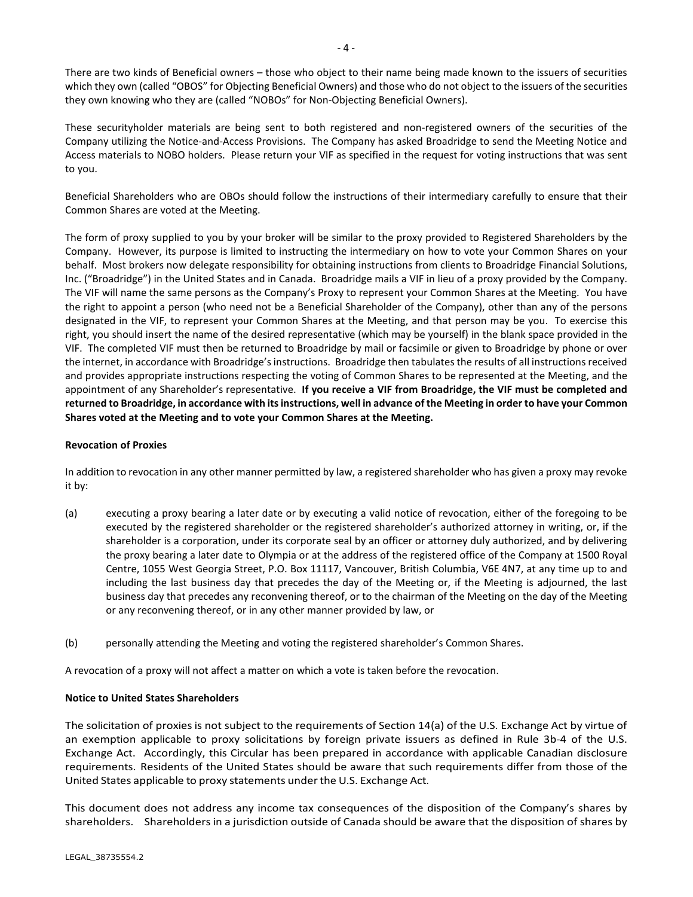There are two kinds of Beneficial owners – those who object to their name being made known to the issuers of securities which they own (called "OBOS" for Objecting Beneficial Owners) and those who do not object to the issuers of the securities they own knowing who they are (called "NOBOs" for Non-Objecting Beneficial Owners).

These securityholder materials are being sent to both registered and non-registered owners of the securities of the Company utilizing the Notice-and-Access Provisions. The Company has asked Broadridge to send the Meeting Notice and Access materials to NOBO holders. Please return your VIF as specified in the request for voting instructions that was sent to you.

Beneficial Shareholders who are OBOs should follow the instructions of their intermediary carefully to ensure that their Common Shares are voted at the Meeting.

The form of proxy supplied to you by your broker will be similar to the proxy provided to Registered Shareholders by the Company. However, its purpose is limited to instructing the intermediary on how to vote your Common Shares on your behalf. Most brokers now delegate responsibility for obtaining instructions from clients to Broadridge Financial Solutions, Inc. ("Broadridge") in the United States and in Canada. Broadridge mails a VIF in lieu of a proxy provided by the Company. The VIF will name the same persons as the Company's Proxy to represent your Common Shares at the Meeting. You have the right to appoint a person (who need not be a Beneficial Shareholder of the Company), other than any of the persons designated in the VIF, to represent your Common Shares at the Meeting, and that person may be you. To exercise this right, you should insert the name of the desired representative (which may be yourself) in the blank space provided in the VIF. The completed VIF must then be returned to Broadridge by mail or facsimile or given to Broadridge by phone or over the internet, in accordance with Broadridge's instructions. Broadridge then tabulates the results of all instructions received and provides appropriate instructions respecting the voting of Common Shares to be represented at the Meeting, and the appointment of any Shareholder's representative. **If you receive a VIF from Broadridge, the VIF must be completed and returned to Broadridge, in accordance with its instructions, well in advance of the Meeting in order to have your Common Shares voted at the Meeting and to vote your Common Shares at the Meeting.**

**Revocation of Proxies**

In addition to revocation in any other manner permitted by law, a registered shareholder who has given a proxy may revoke it by:

(a) executing a proxy bearing a later date or by executing a valid notice of revocation, either of the foregoing to be executed by the registered shareholder or the registered shareholder's authorized attorney in writing, or, if the shareholder is a corporation, under its corporate seal by an officer or attorney duly authorized, and by delivering the proxy bearing a later date to Olympia or at the address of the registered office of the Company at 1500 Royal Centre, 1055 West Georgia Street, P.O. Box 11117, Vancouver, British Columbia, V6E 4N7, at any time up to and including the last business day that precedes the day of the Meeting or, if the Meeting is adjourned, the last business day that precedes any reconvening thereof, or to the chairman of the Meeting on the day of the Meeting or any reconvening thereof, or in any other manner provided by law, or

(b) personally attending the Meeting and voting the registered shareholder's Common Shares.

A revocation of a proxy will not affect a matter on which a vote is taken before the revocation.

**Notice to United States Shareholders**

The solicitation of proxies is not subject to the requirements of Section 14(a) of the U.S. Exchange Act by virtue of an exemption applicable to proxy solicitations by foreign private issuers as defined in Rule 3b-4 of the U.S. Exchange Act. Accordingly, this Circular has been prepared in accordance with applicable Canadian disclosure requirements. Residents of the United States should be aware that such requirements differ from those of the United States applicable to proxy statements under the U.S. Exchange Act.

This document does not address any income tax consequences of the disposition of the Company's shares by shareholders. Shareholders in a jurisdiction outside of Canada should be aware that the disposition of shares by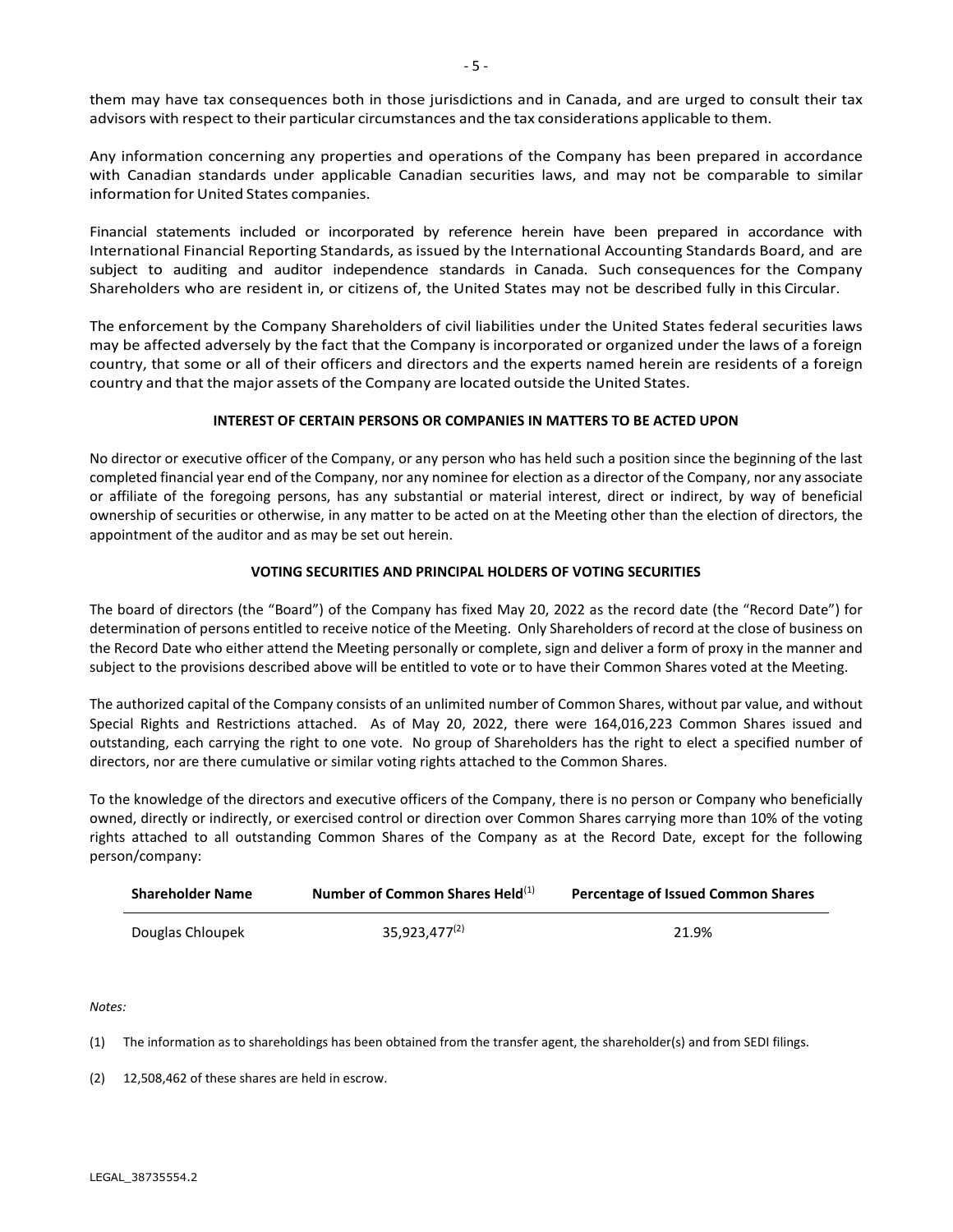them may have tax consequences both in those jurisdictions and in Canada, and are urged to consult their tax advisors with respect to their particular circumstances and the tax considerations applicable to them.

Any information concerning any properties and operations of the Company has been prepared in accordance with Canadian standards under applicable Canadian securities laws, and may not be comparable to similar information for United States companies.

Financial statements included or incorporated by reference herein have been prepared in accordance with International Financial Reporting Standards, as issued by the International Accounting Standards Board, and are subject to auditing and auditor independence standards in Canada. Such consequences for the Company Shareholders who are resident in, or citizens of, the United States may not be described fully in this Circular.

The enforcement by the Company Shareholders of civil liabilities under the United States federal securities laws may be affected adversely by the fact that the Company is incorporated or organized under the laws of a foreign country, that some or all of their officers and directors and the experts named herein are residents of a foreign country and that the major assets of the Company are located outside the United States.

## INTEREST OF CERTAIN PERSONS OR COMPANIES IN MATTERS TO BE ACTED UPON

No director or executive officer of the Company, or any person who has held such a position since the beginning of the last completed financial year end of the Company, nor any nominee for election as a director of the Company, nor any associate or affiliate of the foregoing persons, has any substantial or material interest, direct or indirect, by way of beneficial ownership of securities or otherwise, in any matter to be acted on at the Meeting other than the election of directors, the appointment of the auditor and as may be set out herein.

## VOTING SECURITIES AND PRINCIPAL HOLDERS OF VOTING SECURITIES

The board of directors (the "Board") of the Company has fixed May 20, 2022 as the record date (the "Record Date") for determination of persons entitled to receive notice of the Meeting. Only Shareholders of record at the close of business on the Record Date who either attend the Meeting personally or complete, sign and deliver a form of proxy in the manner and subject to the provisions described above will be entitled to vote or to have their Common Shares voted at the Meeting.

The authorized capital of the Company consists of an unlimited number of Common Shares, without par value, and without Special Rights and Restrictions attached. As of May 20, 2022, there were 164,016,223 Common Shares issued and outstanding, each carrying the right to one vote. No group of Shareholders has the right to elect a specified number of directors, nor are there cumulative or similar voting rights attached to the Common Shares.

To the knowledge of the directors and executive officers of the Company, there is no person or Company who beneficially owned, directly or indirectly, or exercised control or direction over Common Shares carrying more than 10% of the voting rights attached to all outstanding Common Shares of the Company as at the Record Date, except for the following person/company:

| Shareholder Name | Number of Common Shares Held[1] | Percentage of Issued Common Shares |
|---|---|---|
| Douglas Chloupek | 35,923,477[2] | 21.9% |

*Notes:*

(1) The information as to shareholdings has been obtained from the transfer agent, the shareholder(s) and from SEDI filings.

(2) 12,508,462 of these shares are held in escrow.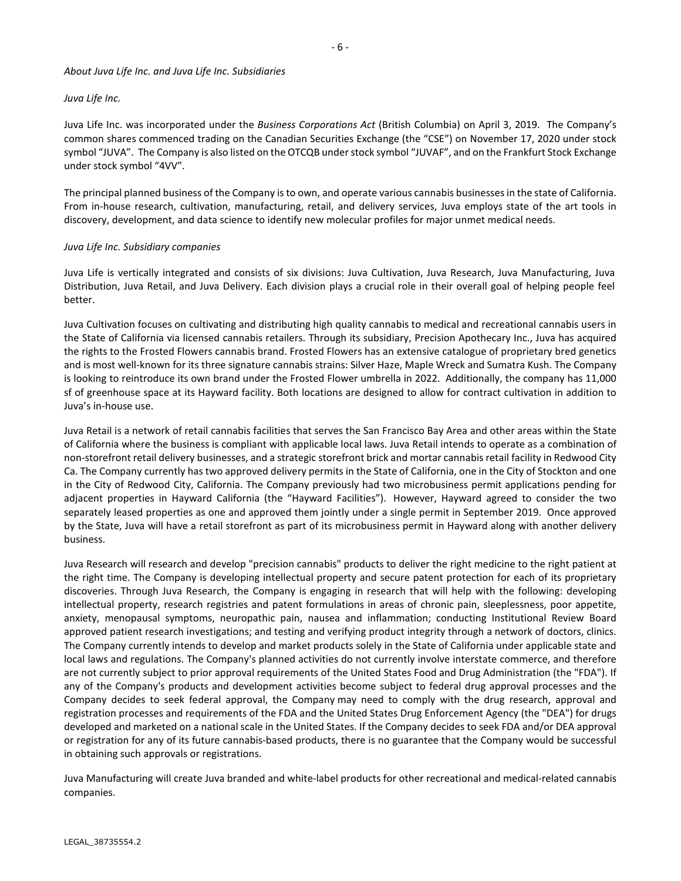*About Juva Life Inc. and Juva Life Inc. Subsidiaries*

*Juva Life Inc.*

Juva Life Inc. was incorporated under the *Business Corporations Act* (British Columbia) on April 3, 2019. The Company's common shares commenced trading on the Canadian Securities Exchange (the "CSE") on November 17, 2020 under stock symbol "JUVA". The Company is also listed on the OTCQB under stock symbol "JUVAF", and on the Frankfurt Stock Exchange under stock symbol "4VV".

The principal planned business of the Company is to own, and operate various cannabis businesses in the state of California. From in-house research, cultivation, manufacturing, retail, and delivery services, Juva employs state of the art tools in discovery, development, and data science to identify new molecular profiles for major unmet medical needs.

*Juva Life Inc. Subsidiary companies*

Juva Life is vertically integrated and consists of six divisions: Juva Cultivation, Juva Research, Juva Manufacturing, Juva Distribution, Juva Retail, and Juva Delivery. Each division plays a crucial role in their overall goal of helping people feel better.

Juva Cultivation focuses on cultivating and distributing high quality cannabis to medical and recreational cannabis users in the State of California via licensed cannabis retailers. Through its subsidiary, Precision Apothecary Inc., Juva has acquired the rights to the Frosted Flowers cannabis brand. Frosted Flowers has an extensive catalogue of proprietary bred genetics and is most well-known for its three signature cannabis strains: Silver Haze, Maple Wreck and Sumatra Kush. The Company is looking to reintroduce its own brand under the Frosted Flower umbrella in 2022. Additionally, the company has 11,000 sf of greenhouse space at its Hayward facility. Both locations are designed to allow for contract cultivation in addition to Juva's in-house use.

Juva Retail is a network of retail cannabis facilities that serves the San Francisco Bay Area and other areas within the State of California where the business is compliant with applicable local laws. Juva Retail intends to operate as a combination of non-storefront retail delivery businesses, and a strategic storefront brick and mortar cannabis retail facility in Redwood City Ca. The Company currently has two approved delivery permits in the State of California, one in the City of Stockton and one in the City of Redwood City, California. The Company previously had two microbusiness permit applications pending for adjacent properties in Hayward California (the "Hayward Facilities"). However, Hayward agreed to consider the two separately leased properties as one and approved them jointly under a single permit in September 2019. Once approved by the State, Juva will have a retail storefront as part of its microbusiness permit in Hayward along with another delivery business.

Juva Research will research and develop "precision cannabis" products to deliver the right medicine to the right patient at the right time. The Company is developing intellectual property and secure patent protection for each of its proprietary discoveries. Through Juva Research, the Company is engaging in research that will help with the following: developing intellectual property, research registries and patent formulations in areas of chronic pain, sleeplessness, poor appetite, anxiety, menopausal symptoms, neuropathic pain, nausea and inflammation; conducting Institutional Review Board approved patient research investigations; and testing and verifying product integrity through a network of doctors, clinics. The Company currently intends to develop and market products solely in the State of California under applicable state and local laws and regulations. The Company's planned activities do not currently involve interstate commerce, and therefore are not currently subject to prior approval requirements of the United States Food and Drug Administration (the "FDA"). If any of the Company's products and development activities become subject to federal drug approval processes and the Company decides to seek federal approval, the Company may need to comply with the drug research, approval and registration processes and requirements of the FDA and the United States Drug Enforcement Agency (the "DEA") for drugs developed and marketed on a national scale in the United States. If the Company decides to seek FDA and/or DEA approval or registration for any of its future cannabis-based products, there is no guarantee that the Company would be successful in obtaining such approvals or registrations.

Juva Manufacturing will create Juva branded and white-label products for other recreational and medical-related cannabis companies.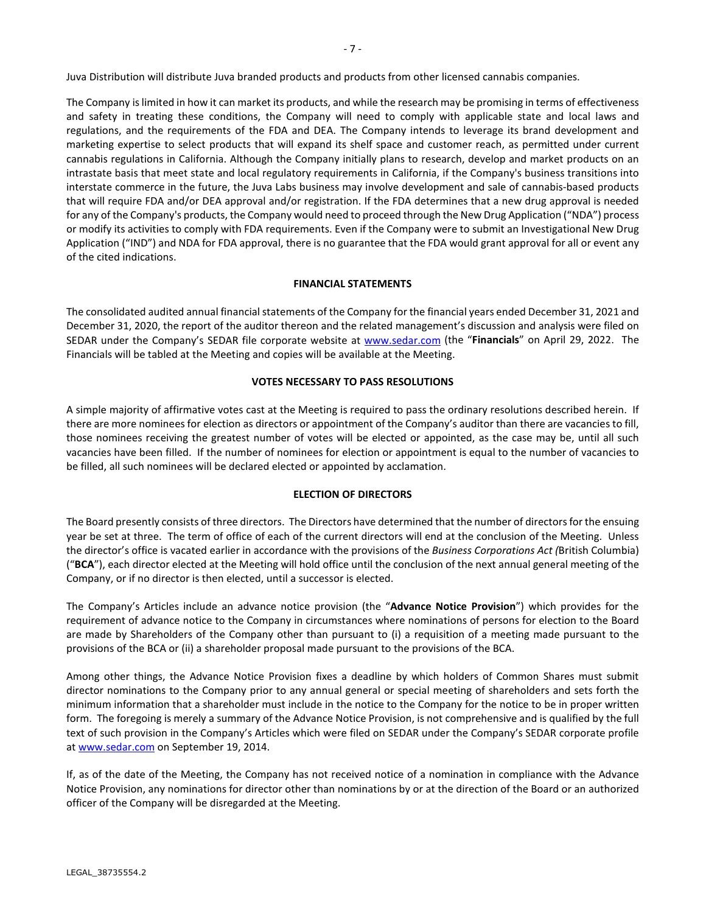Juva Distribution will distribute Juva branded products and products from other licensed cannabis companies.

The Company is limited in how it can market its products, and while the research may be promising in terms of effectiveness and safety in treating these conditions, the Company will need to comply with applicable state and local laws and regulations, and the requirements of the FDA and DEA. The Company intends to leverage its brand development and marketing expertise to select products that will expand its shelf space and customer reach, as permitted under current cannabis regulations in California. Although the Company initially plans to research, develop and market products on an intrastate basis that meet state and local regulatory requirements in California, if the Company's business transitions into interstate commerce in the future, the Juva Labs business may involve development and sale of cannabis-based products that will require FDA and/or DEA approval and/or registration. If the FDA determines that a new drug approval is needed for any of the Company's products, the Company would need to proceed through the New Drug Application ("NDA") process or modify its activities to comply with FDA requirements. Even if the Company were to submit an Investigational New Drug Application ("IND") and NDA for FDA approval, there is no guarantee that the FDA would grant approval for all or event any of the cited indications.

## FINANCIAL STATEMENTS

The consolidated audited annual financial statements of the Company for the financial years ended December 31, 2021 and December 31, 2020, the report of the auditor thereon and the related management's discussion and analysis were filed on SEDAR under the Company's SEDAR file corporate website at www.sedar.com (the "**Financials**" on April 29, 2022. The Financials will be tabled at the Meeting and copies will be available at the Meeting.

## VOTES NECESSARY TO PASS RESOLUTIONS

A simple majority of affirmative votes cast at the Meeting is required to pass the ordinary resolutions described herein. If there are more nominees for election as directors or appointment of the Company's auditor than there are vacancies to fill, those nominees receiving the greatest number of votes will be elected or appointed, as the case may be, until all such vacancies have been filled. If the number of nominees for election or appointment is equal to the number of vacancies to be filled, all such nominees will be declared elected or appointed by acclamation.

## ELECTION OF DIRECTORS

The Board presently consists of three directors. The Directors have determined that the number of directors for the ensuing year be set at three. The term of office of each of the current directors will end at the conclusion of the Meeting. Unless the director's office is vacated earlier in accordance with the provisions of the *Business Corporations Act (*British Columbia) ("**BCA**"), each director elected at the Meeting will hold office until the conclusion of the next annual general meeting of the Company, or if no director is then elected, until a successor is elected.

The Company's Articles include an advance notice provision (the "**Advance Notice Provision**") which provides for the requirement of advance notice to the Company in circumstances where nominations of persons for election to the Board are made by Shareholders of the Company other than pursuant to (i) a requisition of a meeting made pursuant to the provisions of the BCA or (ii) a shareholder proposal made pursuant to the provisions of the BCA.

Among other things, the Advance Notice Provision fixes a deadline by which holders of Common Shares must submit director nominations to the Company prior to any annual general or special meeting of shareholders and sets forth the minimum information that a shareholder must include in the notice to the Company for the notice to be in proper written form. The foregoing is merely a summary of the Advance Notice Provision, is not comprehensive and is qualified by the full text of such provision in the Company's Articles which were filed on SEDAR under the Company's SEDAR corporate profile at www.sedar.com on September 19, 2014.

If, as of the date of the Meeting, the Company has not received notice of a nomination in compliance with the Advance Notice Provision, any nominations for director other than nominations by or at the direction of the Board or an authorized officer of the Company will be disregarded at the Meeting.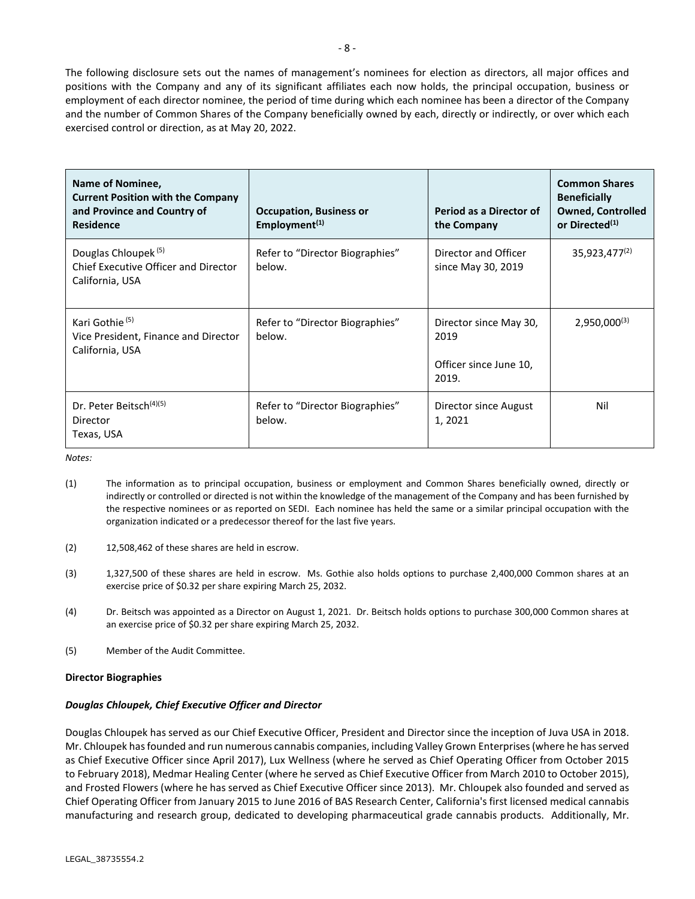The following disclosure sets out the names of management's nominees for election as directors, all major offices and positions with the Company and any of its significant affiliates each now holds, the principal occupation, business or employment of each director nominee, the period of time during which each nominee has been a director of the Company and the number of Common Shares of the Company beneficially owned by each, directly or indirectly, or over which each exercised control or direction, as at May 20, 2022.

| Name of Nominee, Current Position with the Company and Province and Country of Residence | Occupation, Business or Employment[1] | Period as a Director of the Company | Common Shares Beneficially Owned, Controlled or Directed[1] |
|---|---|---|---|
| Douglas Chloupek [5]<br>Chief Executive Officer and Director<br>California, USA | Refer to "Director Biographies" below. | Director and Officer since May 30, 2019 | 35,923,477[2] |
| Kari Gothie [5]<br>Vice President, Finance and Director<br>California, USA | Refer to "Director Biographies" below. | Director since May 30, 2019<br><br>Officer since June 10, 2019. | 2,950,000[3] |
| Dr. Peter Beitsch[4][5]<br>Director<br>Texas, USA | Refer to "Director Biographies" below. | Director since August 1, 2021 | Nil |

*Notes:*

(1) The information as to principal occupation, business or employment and Common Shares beneficially owned, directly or indirectly or controlled or directed is not within the knowledge of the management of the Company and has been furnished by the respective nominees or as reported on SEDI. Each nominee has held the same or a similar principal occupation with the organization indicated or a predecessor thereof for the last five years.

(2) 12,508,462 of these shares are held in escrow.

(3) 1,327,500 of these shares are held in escrow. Ms. Gothie also holds options to purchase 2,400,000 Common shares at an exercise price of $0.32 per share expiring March 25, 2032.

(4) Dr. Beitsch was appointed as a Director on August 1, 2021. Dr. Beitsch holds options to purchase 300,000 Common shares at an exercise price of $0.32 per share expiring March 25, 2032.

(5) Member of the Audit Committee.

**Director Biographies**

***Douglas Chloupek, Chief Executive Officer and Director***

Douglas Chloupek has served as our Chief Executive Officer, President and Director since the inception of Juva USA in 2018. Mr. Chloupek has founded and run numerous cannabis companies, including Valley Grown Enterprises (where he has served as Chief Executive Officer since April 2017), Lux Wellness (where he served as Chief Operating Officer from October 2015 to February 2018), Medmar Healing Center (where he served as Chief Executive Officer from March 2010 to October 2015), and Frosted Flowers (where he has served as Chief Executive Officer since 2013). Mr. Chloupek also founded and served as Chief Operating Officer from January 2015 to June 2016 of BAS Research Center, California's first licensed medical cannabis manufacturing and research group, dedicated to developing pharmaceutical grade cannabis products. Additionally, Mr.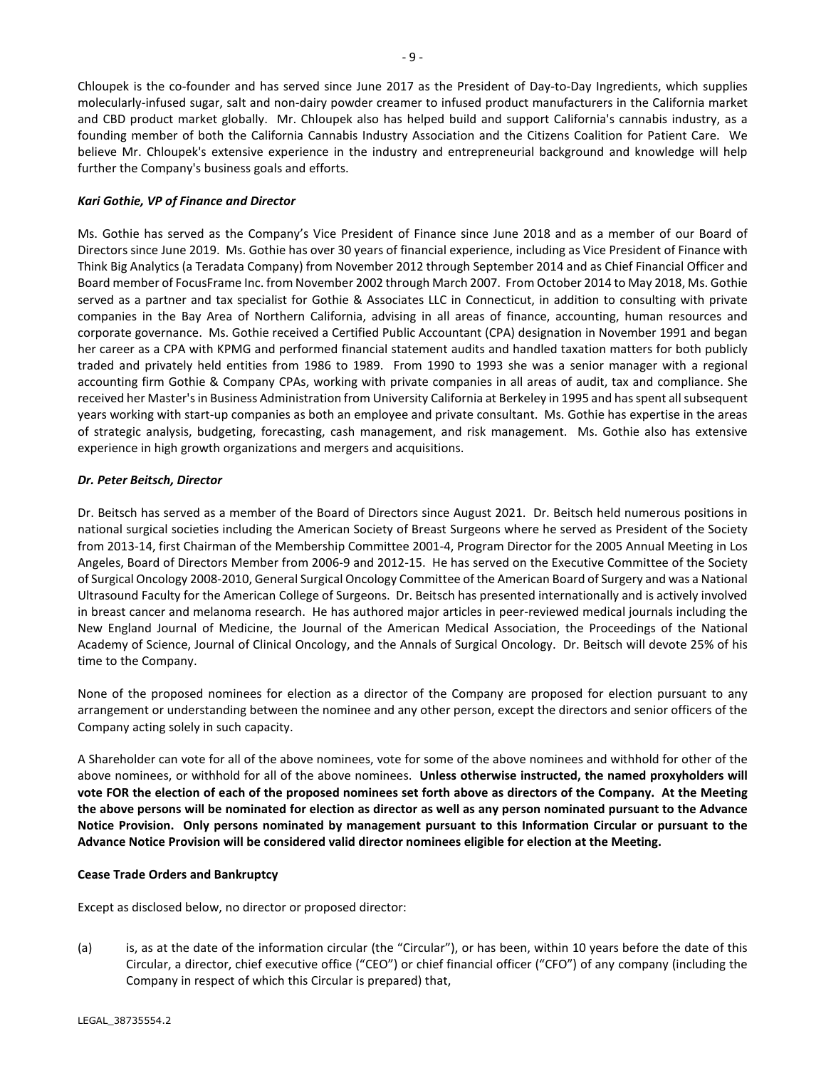Chloupek is the co-founder and has served since June 2017 as the President of Day-to-Day Ingredients, which supplies molecularly-infused sugar, salt and non-dairy powder creamer to infused product manufacturers in the California market and CBD product market globally. Mr. Chloupek also has helped build and support California's cannabis industry, as a founding member of both the California Cannabis Industry Association and the Citizens Coalition for Patient Care. We believe Mr. Chloupek's extensive experience in the industry and entrepreneurial background and knowledge will help further the Company's business goals and efforts.

***Kari Gothie, VP of Finance and Director***

Ms. Gothie has served as the Company's Vice President of Finance since June 2018 and as a member of our Board of Directors since June 2019. Ms. Gothie has over 30 years of financial experience, including as Vice President of Finance with Think Big Analytics (a Teradata Company) from November 2012 through September 2014 and as Chief Financial Officer and Board member of FocusFrame Inc. from November 2002 through March 2007. From October 2014 to May 2018, Ms. Gothie served as a partner and tax specialist for Gothie & Associates LLC in Connecticut, in addition to consulting with private companies in the Bay Area of Northern California, advising in all areas of finance, accounting, human resources and corporate governance. Ms. Gothie received a Certified Public Accountant (CPA) designation in November 1991 and began her career as a CPA with KPMG and performed financial statement audits and handled taxation matters for both publicly traded and privately held entities from 1986 to 1989. From 1990 to 1993 she was a senior manager with a regional accounting firm Gothie & Company CPAs, working with private companies in all areas of audit, tax and compliance. She received her Master's in Business Administration from University California at Berkeley in 1995 and has spent all subsequent years working with start-up companies as both an employee and private consultant. Ms. Gothie has expertise in the areas of strategic analysis, budgeting, forecasting, cash management, and risk management. Ms. Gothie also has extensive experience in high growth organizations and mergers and acquisitions.

***Dr. Peter Beitsch, Director***

Dr. Beitsch has served as a member of the Board of Directors since August 2021. Dr. Beitsch held numerous positions in national surgical societies including the American Society of Breast Surgeons where he served as President of the Society from 2013-14, first Chairman of the Membership Committee 2001-4, Program Director for the 2005 Annual Meeting in Los Angeles, Board of Directors Member from 2006-9 and 2012-15. He has served on the Executive Committee of the Society of Surgical Oncology 2008-2010, General Surgical Oncology Committee of the American Board of Surgery and was a National Ultrasound Faculty for the American College of Surgeons. Dr. Beitsch has presented internationally and is actively involved in breast cancer and melanoma research. He has authored major articles in peer-reviewed medical journals including the New England Journal of Medicine, the Journal of the American Medical Association, the Proceedings of the National Academy of Science, Journal of Clinical Oncology, and the Annals of Surgical Oncology. Dr. Beitsch will devote 25% of his time to the Company.

None of the proposed nominees for election as a director of the Company are proposed for election pursuant to any arrangement or understanding between the nominee and any other person, except the directors and senior officers of the Company acting solely in such capacity.

A Shareholder can vote for all of the above nominees, vote for some of the above nominees and withhold for other of the above nominees, or withhold for all of the above nominees. **Unless otherwise instructed, the named proxyholders will vote FOR the election of each of the proposed nominees set forth above as directors of the Company. At the Meeting the above persons will be nominated for election as director as well as any person nominated pursuant to the Advance Notice Provision. Only persons nominated by management pursuant to this Information Circular or pursuant to the Advance Notice Provision will be considered valid director nominees eligible for election at the Meeting.**

**Cease Trade Orders and Bankruptcy**

Except as disclosed below, no director or proposed director:

(a) is, as at the date of the information circular (the "Circular"), or has been, within 10 years before the date of this Circular, a director, chief executive office ("CEO") or chief financial officer ("CFO") of any company (including the Company in respect of which this Circular is prepared) that,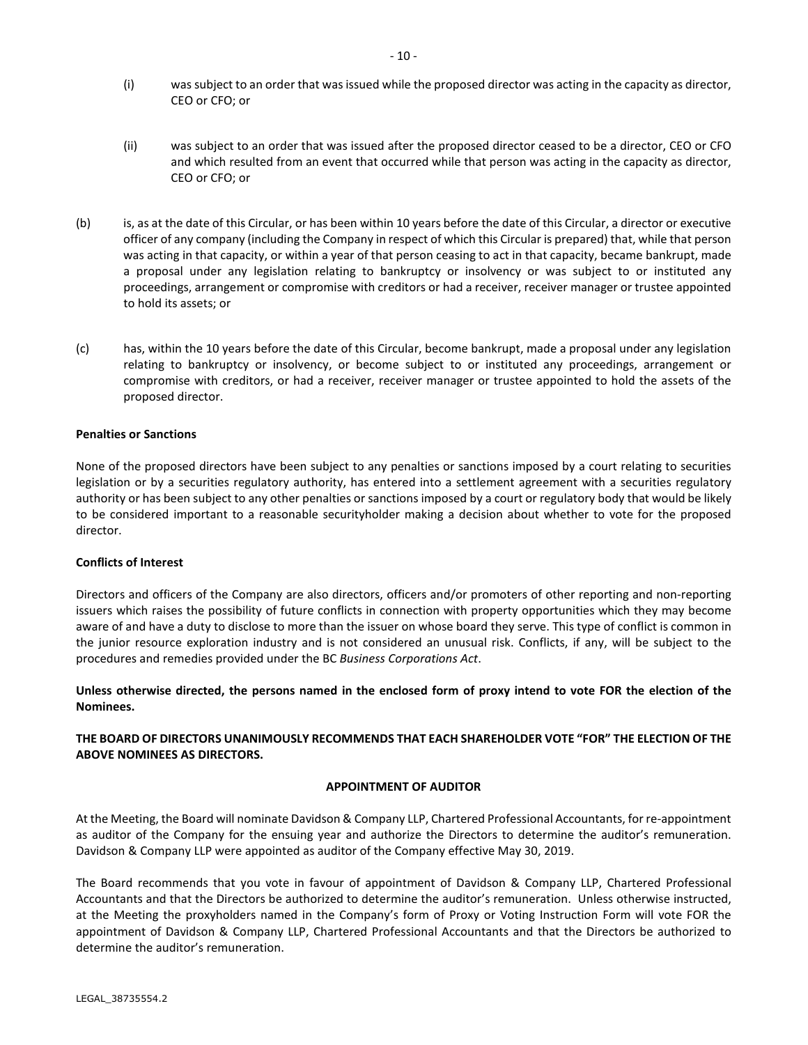(i) was subject to an order that was issued while the proposed director was acting in the capacity as director, CEO or CFO; or

(ii) was subject to an order that was issued after the proposed director ceased to be a director, CEO or CFO and which resulted from an event that occurred while that person was acting in the capacity as director, CEO or CFO; or

(b) is, as at the date of this Circular, or has been within 10 years before the date of this Circular, a director or executive officer of any company (including the Company in respect of which this Circular is prepared) that, while that person was acting in that capacity, or within a year of that person ceasing to act in that capacity, became bankrupt, made a proposal under any legislation relating to bankruptcy or insolvency or was subject to or instituted any proceedings, arrangement or compromise with creditors or had a receiver, receiver manager or trustee appointed to hold its assets; or

(c) has, within the 10 years before the date of this Circular, become bankrupt, made a proposal under any legislation relating to bankruptcy or insolvency, or become subject to or instituted any proceedings, arrangement or compromise with creditors, or had a receiver, receiver manager or trustee appointed to hold the assets of the proposed director.

**Penalties or Sanctions**

None of the proposed directors have been subject to any penalties or sanctions imposed by a court relating to securities legislation or by a securities regulatory authority, has entered into a settlement agreement with a securities regulatory authority or has been subject to any other penalties or sanctions imposed by a court or regulatory body that would be likely to be considered important to a reasonable securityholder making a decision about whether to vote for the proposed director.

**Conflicts of Interest**

Directors and officers of the Company are also directors, officers and/or promoters of other reporting and non-reporting issuers which raises the possibility of future conflicts in connection with property opportunities which they may become aware of and have a duty to disclose to more than the issuer on whose board they serve. This type of conflict is common in the junior resource exploration industry and is not considered an unusual risk. Conflicts, if any, will be subject to the procedures and remedies provided under the BC *Business Corporations Act*.

**Unless otherwise directed, the persons named in the enclosed form of proxy intend to vote FOR the election of the Nominees.**

**THE BOARD OF DIRECTORS UNANIMOUSLY RECOMMENDS THAT EACH SHAREHOLDER VOTE "FOR" THE ELECTION OF THE ABOVE NOMINEES AS DIRECTORS.**

## APPOINTMENT OF AUDITOR

At the Meeting, the Board will nominate Davidson & Company LLP, Chartered Professional Accountants, for re-appointment as auditor of the Company for the ensuing year and authorize the Directors to determine the auditor's remuneration. Davidson & Company LLP were appointed as auditor of the Company effective May 30, 2019.

The Board recommends that you vote in favour of appointment of Davidson & Company LLP, Chartered Professional Accountants and that the Directors be authorized to determine the auditor's remuneration. Unless otherwise instructed, at the Meeting the proxyholders named in the Company's form of Proxy or Voting Instruction Form will vote FOR the appointment of Davidson & Company LLP, Chartered Professional Accountants and that the Directors be authorized to determine the auditor's remuneration.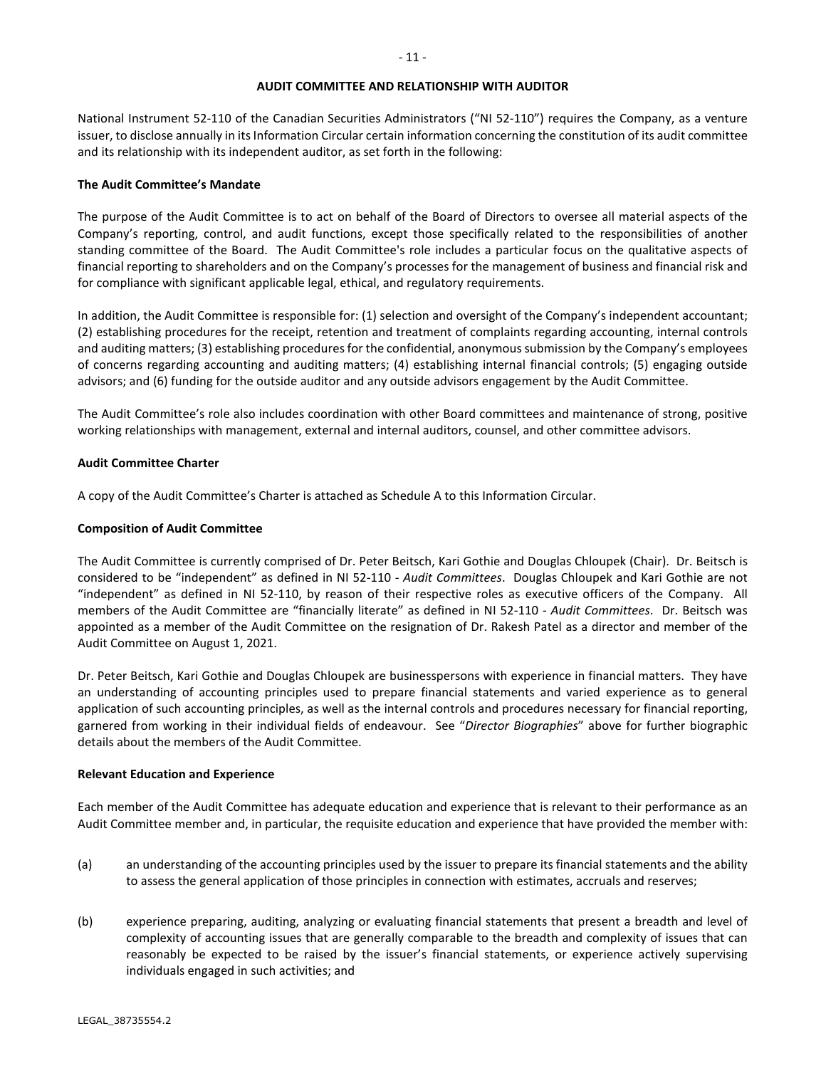## AUDIT COMMITTEE AND RELATIONSHIP WITH AUDITOR

National Instrument 52-110 of the Canadian Securities Administrators ("NI 52-110") requires the Company, as a venture issuer, to disclose annually in its Information Circular certain information concerning the constitution of its audit committee and its relationship with its independent auditor, as set forth in the following:

### The Audit Committee's Mandate

The purpose of the Audit Committee is to act on behalf of the Board of Directors to oversee all material aspects of the Company's reporting, control, and audit functions, except those specifically related to the responsibilities of another standing committee of the Board. The Audit Committee's role includes a particular focus on the qualitative aspects of financial reporting to shareholders and on the Company's processes for the management of business and financial risk and for compliance with significant applicable legal, ethical, and regulatory requirements.

In addition, the Audit Committee is responsible for: (1) selection and oversight of the Company's independent accountant; (2) establishing procedures for the receipt, retention and treatment of complaints regarding accounting, internal controls and auditing matters; (3) establishing procedures for the confidential, anonymous submission by the Company's employees of concerns regarding accounting and auditing matters; (4) establishing internal financial controls; (5) engaging outside advisors; and (6) funding for the outside auditor and any outside advisors engagement by the Audit Committee.

The Audit Committee's role also includes coordination with other Board committees and maintenance of strong, positive working relationships with management, external and internal auditors, counsel, and other committee advisors.

### Audit Committee Charter

A copy of the Audit Committee's Charter is attached as Schedule A to this Information Circular.

### Composition of Audit Committee

The Audit Committee is currently comprised of Dr. Peter Beitsch, Kari Gothie and Douglas Chloupek (Chair). Dr. Beitsch is considered to be "independent" as defined in NI 52-110 - *Audit Committees*. Douglas Chloupek and Kari Gothie are not "independent" as defined in NI 52-110, by reason of their respective roles as executive officers of the Company. All members of the Audit Committee are "financially literate" as defined in NI 52-110 - *Audit Committees*. Dr. Beitsch was appointed as a member of the Audit Committee on the resignation of Dr. Rakesh Patel as a director and member of the Audit Committee on August 1, 2021.

Dr. Peter Beitsch, Kari Gothie and Douglas Chloupek are businesspersons with experience in financial matters. They have an understanding of accounting principles used to prepare financial statements and varied experience as to general application of such accounting principles, as well as the internal controls and procedures necessary for financial reporting, garnered from working in their individual fields of endeavour. See "*Director Biographies*" above for further biographic details about the members of the Audit Committee.

### Relevant Education and Experience

Each member of the Audit Committee has adequate education and experience that is relevant to their performance as an Audit Committee member and, in particular, the requisite education and experience that have provided the member with:

(a) an understanding of the accounting principles used by the issuer to prepare its financial statements and the ability to assess the general application of those principles in connection with estimates, accruals and reserves;

(b) experience preparing, auditing, analyzing or evaluating financial statements that present a breadth and level of complexity of accounting issues that are generally comparable to the breadth and complexity of issues that can reasonably be expected to be raised by the issuer's financial statements, or experience actively supervising individuals engaged in such activities; and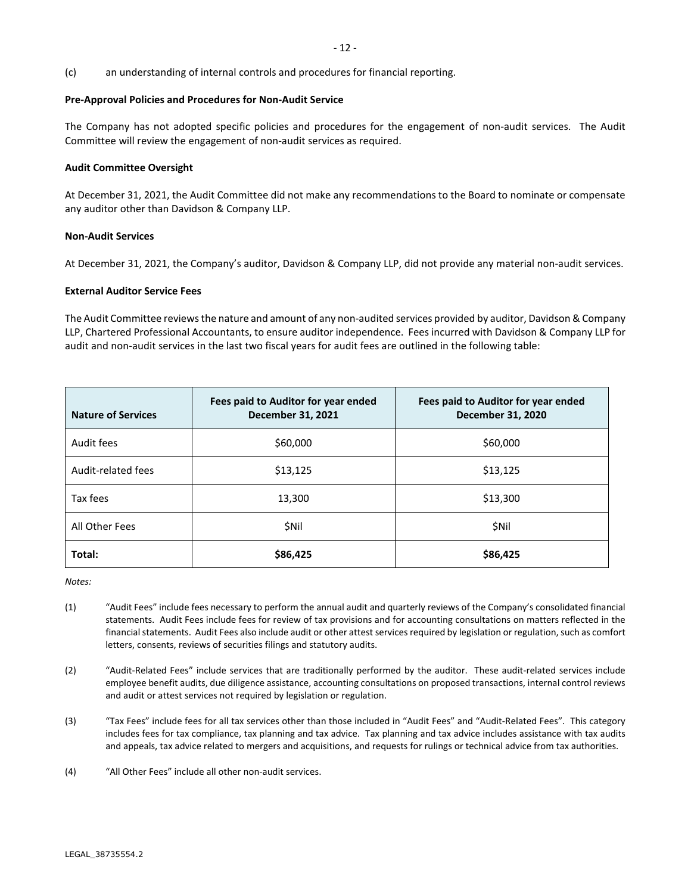(c) an understanding of internal controls and procedures for financial reporting.

**Pre-Approval Policies and Procedures for Non-Audit Service**

The Company has not adopted specific policies and procedures for the engagement of non-audit services. The Audit Committee will review the engagement of non-audit services as required.

**Audit Committee Oversight**

At December 31, 2021, the Audit Committee did not make any recommendations to the Board to nominate or compensate any auditor other than Davidson & Company LLP.

**Non-Audit Services**

At December 31, 2021, the Company's auditor, Davidson & Company LLP, did not provide any material non-audit services.

**External Auditor Service Fees**

The Audit Committee reviews the nature and amount of any non-audited services provided by auditor, Davidson & Company LLP, Chartered Professional Accountants, to ensure auditor independence. Fees incurred with Davidson & Company LLP for audit and non-audit services in the last two fiscal years for audit fees are outlined in the following table:

| Nature of Services | Fees paid to Auditor for year ended December 31, 2021 | Fees paid to Auditor for year ended December 31, 2020 |
|---|---|---|
| Audit fees | $60,000 | $60,000 |
| Audit-related fees | $13,125 | $13,125 |
| Tax fees | 13,300 | $13,300 |
| All Other Fees | $Nil | $Nil |
| **Total:** | **$86,425** | **$86,425** |

*Notes:*

(1) "Audit Fees" include fees necessary to perform the annual audit and quarterly reviews of the Company's consolidated financial statements. Audit Fees include fees for review of tax provisions and for accounting consultations on matters reflected in the financial statements. Audit Fees also include audit or other attest services required by legislation or regulation, such as comfort letters, consents, reviews of securities filings and statutory audits.

(2) "Audit-Related Fees" include services that are traditionally performed by the auditor. These audit-related services include employee benefit audits, due diligence assistance, accounting consultations on proposed transactions, internal control reviews and audit or attest services not required by legislation or regulation.

(3) "Tax Fees" include fees for all tax services other than those included in "Audit Fees" and "Audit-Related Fees". This category includes fees for tax compliance, tax planning and tax advice. Tax planning and tax advice includes assistance with tax audits and appeals, tax advice related to mergers and acquisitions, and requests for rulings or technical advice from tax authorities.

(4) "All Other Fees" include all other non-audit services.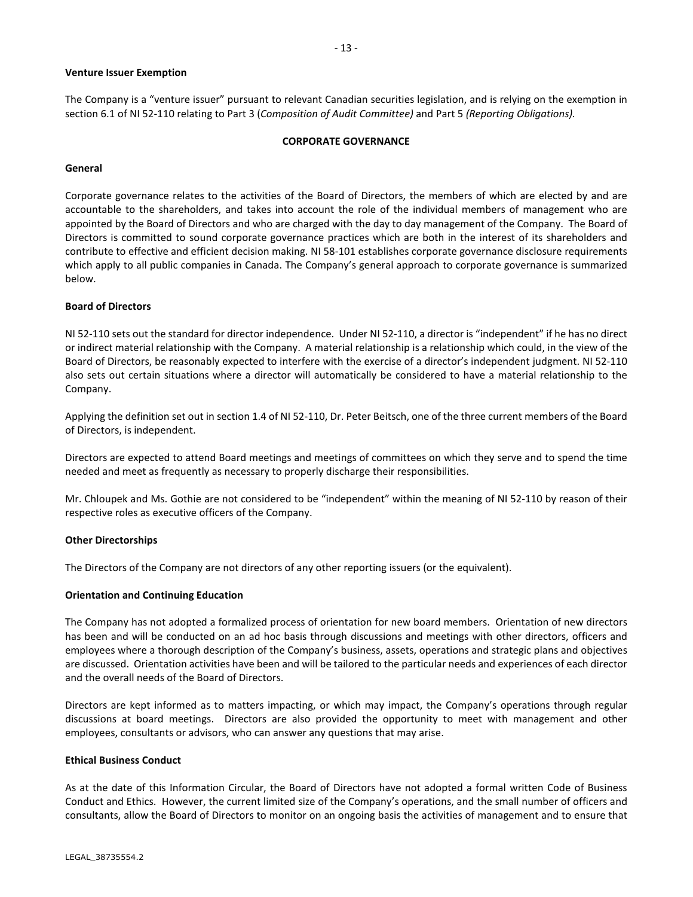**Venture Issuer Exemption**

The Company is a "venture issuer" pursuant to relevant Canadian securities legislation, and is relying on the exemption in section 6.1 of NI 52-110 relating to Part 3 (*Composition of Audit Committee)* and Part 5 *(Reporting Obligations).*

## CORPORATE GOVERNANCE

**General**

Corporate governance relates to the activities of the Board of Directors, the members of which are elected by and are accountable to the shareholders, and takes into account the role of the individual members of management who are appointed by the Board of Directors and who are charged with the day to day management of the Company. The Board of Directors is committed to sound corporate governance practices which are both in the interest of its shareholders and contribute to effective and efficient decision making. NI 58-101 establishes corporate governance disclosure requirements which apply to all public companies in Canada. The Company's general approach to corporate governance is summarized below.

**Board of Directors**

NI 52-110 sets out the standard for director independence. Under NI 52-110, a director is "independent" if he has no direct or indirect material relationship with the Company. A material relationship is a relationship which could, in the view of the Board of Directors, be reasonably expected to interfere with the exercise of a director's independent judgment. NI 52-110 also sets out certain situations where a director will automatically be considered to have a material relationship to the Company.

Applying the definition set out in section 1.4 of NI 52-110, Dr. Peter Beitsch, one of the three current members of the Board of Directors, is independent.

Directors are expected to attend Board meetings and meetings of committees on which they serve and to spend the time needed and meet as frequently as necessary to properly discharge their responsibilities.

Mr. Chloupek and Ms. Gothie are not considered to be "independent" within the meaning of NI 52-110 by reason of their respective roles as executive officers of the Company.

**Other Directorships**

The Directors of the Company are not directors of any other reporting issuers (or the equivalent).

**Orientation and Continuing Education**

The Company has not adopted a formalized process of orientation for new board members. Orientation of new directors has been and will be conducted on an ad hoc basis through discussions and meetings with other directors, officers and employees where a thorough description of the Company's business, assets, operations and strategic plans and objectives are discussed. Orientation activities have been and will be tailored to the particular needs and experiences of each director and the overall needs of the Board of Directors.

Directors are kept informed as to matters impacting, or which may impact, the Company's operations through regular discussions at board meetings. Directors are also provided the opportunity to meet with management and other employees, consultants or advisors, who can answer any questions that may arise.

**Ethical Business Conduct**

As at the date of this Information Circular, the Board of Directors have not adopted a formal written Code of Business Conduct and Ethics. However, the current limited size of the Company's operations, and the small number of officers and consultants, allow the Board of Directors to monitor on an ongoing basis the activities of management and to ensure that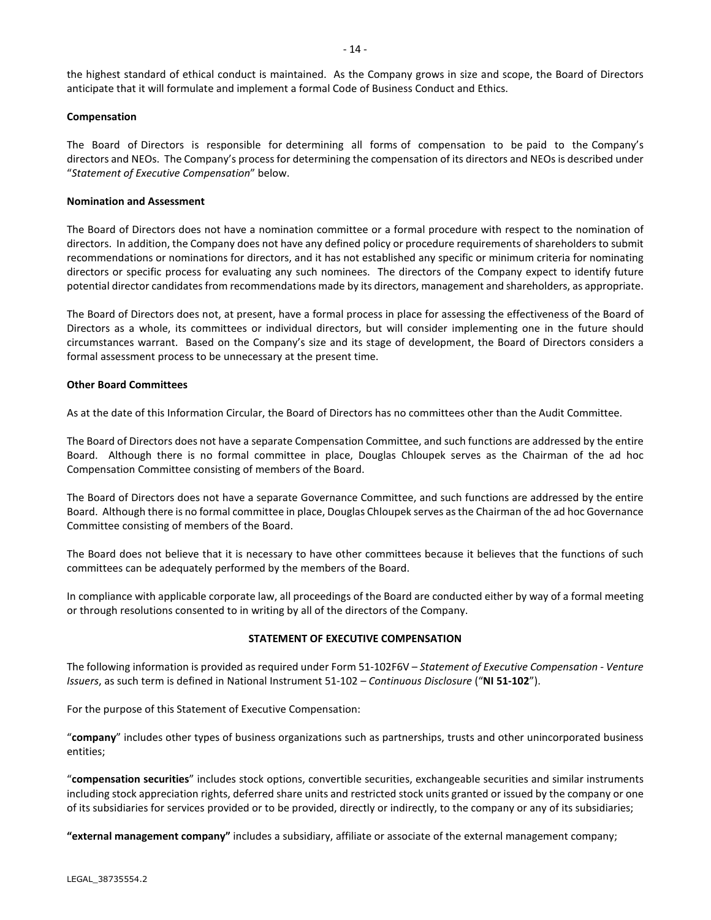the highest standard of ethical conduct is maintained. As the Company grows in size and scope, the Board of Directors anticipate that it will formulate and implement a formal Code of Business Conduct and Ethics.

**Compensation**

The Board of Directors is responsible for determining all forms of compensation to be paid to the Company's directors and NEOs. The Company's process for determining the compensation of its directors and NEOs is described under "*Statement of Executive Compensation*" below.

**Nomination and Assessment**

The Board of Directors does not have a nomination committee or a formal procedure with respect to the nomination of directors. In addition, the Company does not have any defined policy or procedure requirements of shareholders to submit recommendations or nominations for directors, and it has not established any specific or minimum criteria for nominating directors or specific process for evaluating any such nominees. The directors of the Company expect to identify future potential director candidates from recommendations made by its directors, management and shareholders, as appropriate.

The Board of Directors does not, at present, have a formal process in place for assessing the effectiveness of the Board of Directors as a whole, its committees or individual directors, but will consider implementing one in the future should circumstances warrant. Based on the Company's size and its stage of development, the Board of Directors considers a formal assessment process to be unnecessary at the present time.

**Other Board Committees**

As at the date of this Information Circular, the Board of Directors has no committees other than the Audit Committee.

The Board of Directors does not have a separate Compensation Committee, and such functions are addressed by the entire Board. Although there is no formal committee in place, Douglas Chloupek serves as the Chairman of the ad hoc Compensation Committee consisting of members of the Board.

The Board of Directors does not have a separate Governance Committee, and such functions are addressed by the entire Board. Although there is no formal committee in place, Douglas Chloupek serves as the Chairman of the ad hoc Governance Committee consisting of members of the Board.

The Board does not believe that it is necessary to have other committees because it believes that the functions of such committees can be adequately performed by the members of the Board.

In compliance with applicable corporate law, all proceedings of the Board are conducted either by way of a formal meeting or through resolutions consented to in writing by all of the directors of the Company.

## STATEMENT OF EXECUTIVE COMPENSATION

The following information is provided as required under Form 51-102F6V – *Statement of Executive Compensation - Venture Issuers*, as such term is defined in National Instrument 51-102 – *Continuous Disclosure* ("**NI 51-102**").

For the purpose of this Statement of Executive Compensation:

"**company**" includes other types of business organizations such as partnerships, trusts and other unincorporated business entities;

"**compensation securities**" includes stock options, convertible securities, exchangeable securities and similar instruments including stock appreciation rights, deferred share units and restricted stock units granted or issued by the company or one of its subsidiaries for services provided or to be provided, directly or indirectly, to the company or any of its subsidiaries;

**"external management company"** includes a subsidiary, affiliate or associate of the external management company;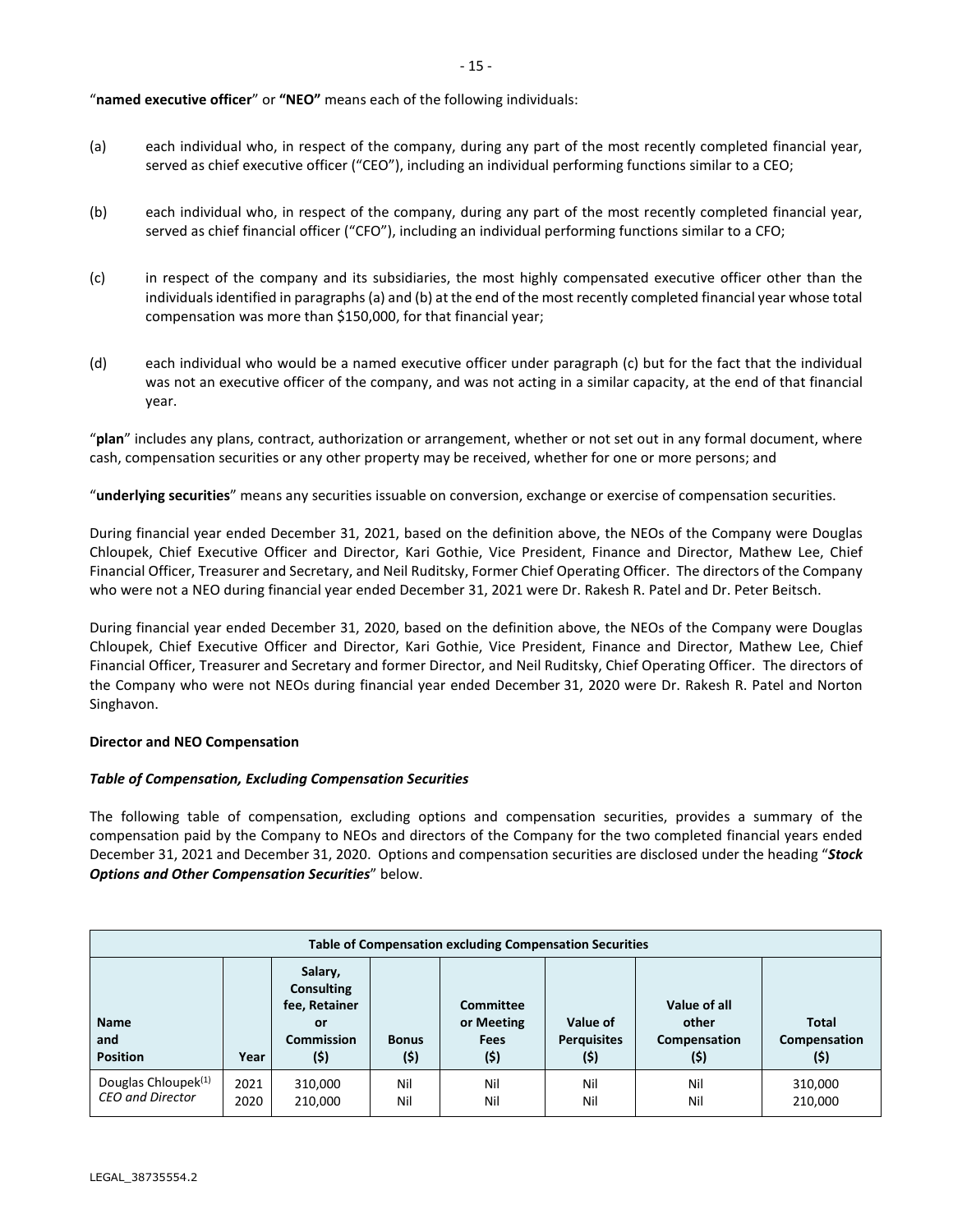"**named executive officer**" or **"NEO"** means each of the following individuals:

(a) each individual who, in respect of the company, during any part of the most recently completed financial year, served as chief executive officer ("CEO"), including an individual performing functions similar to a CEO;

(b) each individual who, in respect of the company, during any part of the most recently completed financial year, served as chief financial officer ("CFO"), including an individual performing functions similar to a CFO;

(c) in respect of the company and its subsidiaries, the most highly compensated executive officer other than the individuals identified in paragraphs (a) and (b) at the end of the most recently completed financial year whose total compensation was more than $150,000, for that financial year;

(d) each individual who would be a named executive officer under paragraph (c) but for the fact that the individual was not an executive officer of the company, and was not acting in a similar capacity, at the end of that financial year.

"**plan**" includes any plans, contract, authorization or arrangement, whether or not set out in any formal document, where cash, compensation securities or any other property may be received, whether for one or more persons; and

"**underlying securities**" means any securities issuable on conversion, exchange or exercise of compensation securities.

During financial year ended December 31, 2021, based on the definition above, the NEOs of the Company were Douglas Chloupek, Chief Executive Officer and Director, Kari Gothie, Vice President, Finance and Director, Mathew Lee, Chief Financial Officer, Treasurer and Secretary, and Neil Ruditsky, Former Chief Operating Officer. The directors of the Company who were not a NEO during financial year ended December 31, 2021 were Dr. Rakesh R. Patel and Dr. Peter Beitsch.

During financial year ended December 31, 2020, based on the definition above, the NEOs of the Company were Douglas Chloupek, Chief Executive Officer and Director, Kari Gothie, Vice President, Finance and Director, Mathew Lee, Chief Financial Officer, Treasurer and Secretary and former Director, and Neil Ruditsky, Chief Operating Officer. The directors of the Company who were not NEOs during financial year ended December 31, 2020 were Dr. Rakesh R. Patel and Norton Singhavon.

**Director and NEO Compensation**

***Table of Compensation, Excluding Compensation Securities***

The following table of compensation, excluding options and compensation securities, provides a summary of the compensation paid by the Company to NEOs and directors of the Company for the two completed financial years ended December 31, 2021 and December 31, 2020. Options and compensation securities are disclosed under the heading "***Stock Options and Other Compensation Securities***" below.

| Table of Compensation excluding Compensation Securities | | | | | | | |
|---|---|---|---|---|---|---|---|
| **Name and Position** | **Year** | **Salary, Consulting fee, Retainer or Commission ($)** | **Bonus ($)** | **Committee or Meeting Fees ($)** | **Value of Perquisites ($)** | **Value of all other Compensation ($)** | **Total Compensation ($)** |
| Douglas Chloupek[(1)] *CEO and Director* | 2021<br>2020 | 310,000<br>210,000 | Nil<br>Nil | Nil<br>Nil | Nil<br>Nil | Nil<br>Nil | 310,000<br>210,000 |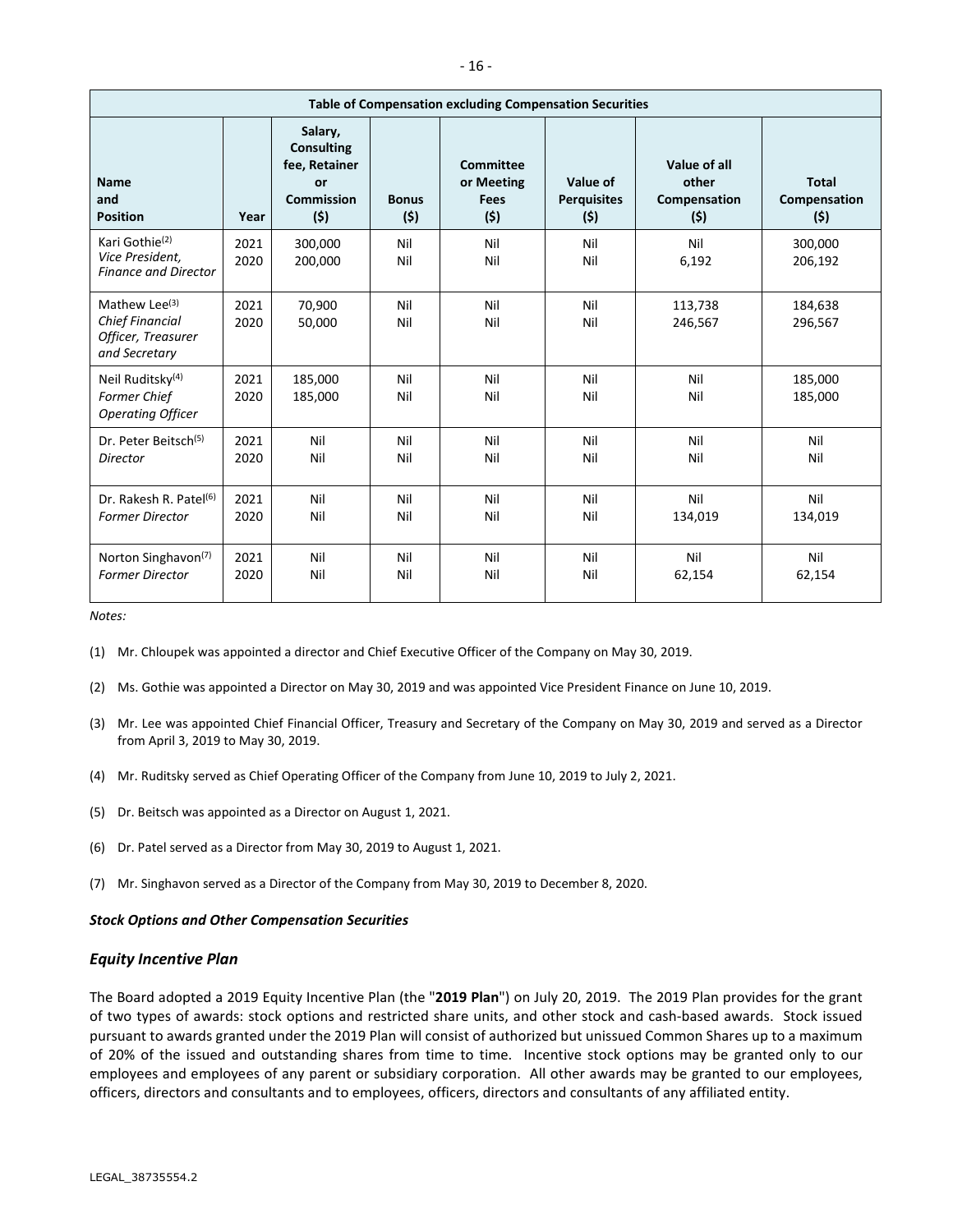| Table of Compensation excluding Compensation Securities | | | | | | | |
|---|---|---|---|---|---|---|---|
| **Name and Position** | **Year** | **Salary, Consulting fee, Retainer or Commission ($)** | **Bonus ($)** | **Committee or Meeting Fees ($)** | **Value of Perquisites ($)** | **Value of all other Compensation ($)** | **Total Compensation ($)** |
| Kari Gothie[(2)] *Vice President, Finance and Director* | 2021<br>2020 | 300,000<br>200,000 | Nil<br>Nil | Nil<br>Nil | Nil<br>Nil | Nil<br>6,192 | 300,000<br>206,192 |
| Mathew Lee[(3)] *Chief Financial Officer, Treasurer and Secretary* | 2021<br>2020 | 70,900<br>50,000 | Nil<br>Nil | Nil<br>Nil | Nil<br>Nil | 113,738<br>246,567 | 184,638<br>296,567 |
| Neil Ruditsky[(4)] *Former Chief Operating Officer* | 2021<br>2020 | 185,000<br>185,000 | Nil<br>Nil | Nil<br>Nil | Nil<br>Nil | Nil<br>Nil | 185,000<br>185,000 |
| Dr. Peter Beitsch[(5)] *Director* | 2021<br>2020 | Nil<br>Nil | Nil<br>Nil | Nil<br>Nil | Nil<br>Nil | Nil<br>Nil | Nil<br>Nil |
| Dr. Rakesh R. Patel[(6)] *Former Director* | 2021<br>2020 | Nil<br>Nil | Nil<br>Nil | Nil<br>Nil | Nil<br>Nil | Nil<br>134,019 | Nil<br>134,019 |
| Norton Singhavon[(7)] *Former Director* | 2021<br>2020 | Nil<br>Nil | Nil<br>Nil | Nil<br>Nil | Nil<br>Nil | Nil<br>62,154 | Nil<br>62,154 |

*Notes:*

(1) Mr. Chloupek was appointed a director and Chief Executive Officer of the Company on May 30, 2019.

(2) Ms. Gothie was appointed a Director on May 30, 2019 and was appointed Vice President Finance on June 10, 2019.

(3) Mr. Lee was appointed Chief Financial Officer, Treasury and Secretary of the Company on May 30, 2019 and served as a Director from April 3, 2019 to May 30, 2019.

(4) Mr. Ruditsky served as Chief Operating Officer of the Company from June 10, 2019 to July 2, 2021.

(5) Dr. Beitsch was appointed as a Director on August 1, 2021.

(6) Dr. Patel served as a Director from May 30, 2019 to August 1, 2021.

(7) Mr. Singhavon served as a Director of the Company from May 30, 2019 to December 8, 2020.

***Stock Options and Other Compensation Securities***

## *Equity Incentive Plan*

The Board adopted a 2019 Equity Incentive Plan (the "**2019 Plan**") on July 20, 2019. The 2019 Plan provides for the grant of two types of awards: stock options and restricted share units, and other stock and cash-based awards. Stock issued pursuant to awards granted under the 2019 Plan will consist of authorized but unissued Common Shares up to a maximum of 20% of the issued and outstanding shares from time to time. Incentive stock options may be granted only to our employees and employees of any parent or subsidiary corporation. All other awards may be granted to our employees, officers, directors and consultants and to employees, officers, directors and consultants of any affiliated entity.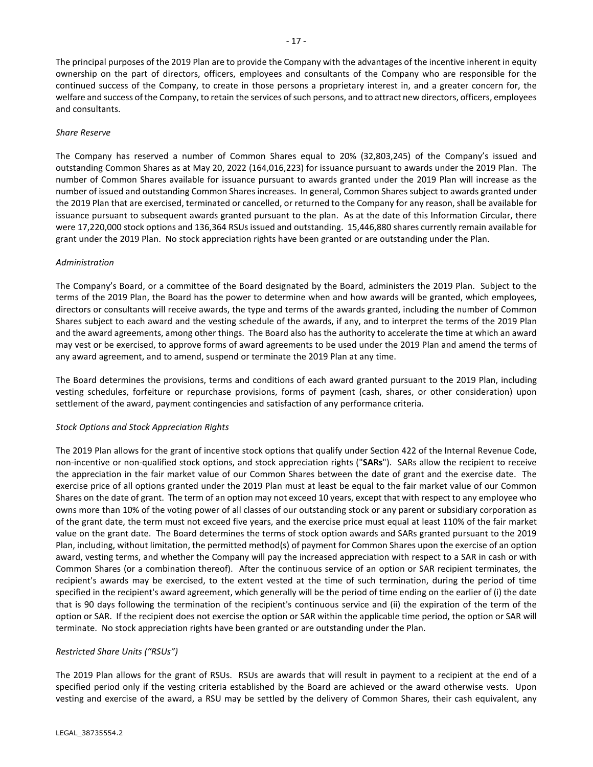The principal purposes of the 2019 Plan are to provide the Company with the advantages of the incentive inherent in equity ownership on the part of directors, officers, employees and consultants of the Company who are responsible for the continued success of the Company, to create in those persons a proprietary interest in, and a greater concern for, the welfare and success of the Company, to retain the services of such persons, and to attract new directors, officers, employees and consultants.

*Share Reserve*

The Company has reserved a number of Common Shares equal to 20% (32,803,245) of the Company's issued and outstanding Common Shares as at May 20, 2022 (164,016,223) for issuance pursuant to awards under the 2019 Plan. The number of Common Shares available for issuance pursuant to awards granted under the 2019 Plan will increase as the number of issued and outstanding Common Shares increases. In general, Common Shares subject to awards granted under the 2019 Plan that are exercised, terminated or cancelled, or returned to the Company for any reason, shall be available for issuance pursuant to subsequent awards granted pursuant to the plan. As at the date of this Information Circular, there were 17,220,000 stock options and 136,364 RSUs issued and outstanding. 15,446,880 shares currently remain available for grant under the 2019 Plan. No stock appreciation rights have been granted or are outstanding under the Plan.

*Administration*

The Company's Board, or a committee of the Board designated by the Board, administers the 2019 Plan. Subject to the terms of the 2019 Plan, the Board has the power to determine when and how awards will be granted, which employees, directors or consultants will receive awards, the type and terms of the awards granted, including the number of Common Shares subject to each award and the vesting schedule of the awards, if any, and to interpret the terms of the 2019 Plan and the award agreements, among other things. The Board also has the authority to accelerate the time at which an award may vest or be exercised, to approve forms of award agreements to be used under the 2019 Plan and amend the terms of any award agreement, and to amend, suspend or terminate the 2019 Plan at any time.

The Board determines the provisions, terms and conditions of each award granted pursuant to the 2019 Plan, including vesting schedules, forfeiture or repurchase provisions, forms of payment (cash, shares, or other consideration) upon settlement of the award, payment contingencies and satisfaction of any performance criteria.

*Stock Options and Stock Appreciation Rights*

The 2019 Plan allows for the grant of incentive stock options that qualify under Section 422 of the Internal Revenue Code, non-incentive or non-qualified stock options, and stock appreciation rights ("**SARs**"). SARs allow the recipient to receive the appreciation in the fair market value of our Common Shares between the date of grant and the exercise date. The exercise price of all options granted under the 2019 Plan must at least be equal to the fair market value of our Common Shares on the date of grant. The term of an option may not exceed 10 years, except that with respect to any employee who owns more than 10% of the voting power of all classes of our outstanding stock or any parent or subsidiary corporation as of the grant date, the term must not exceed five years, and the exercise price must equal at least 110% of the fair market value on the grant date. The Board determines the terms of stock option awards and SARs granted pursuant to the 2019 Plan, including, without limitation, the permitted method(s) of payment for Common Shares upon the exercise of an option award, vesting terms, and whether the Company will pay the increased appreciation with respect to a SAR in cash or with Common Shares (or a combination thereof). After the continuous service of an option or SAR recipient terminates, the recipient's awards may be exercised, to the extent vested at the time of such termination, during the period of time specified in the recipient's award agreement, which generally will be the period of time ending on the earlier of (i) the date that is 90 days following the termination of the recipient's continuous service and (ii) the expiration of the term of the option or SAR. If the recipient does not exercise the option or SAR within the applicable time period, the option or SAR will terminate. No stock appreciation rights have been granted or are outstanding under the Plan.

*Restricted Share Units ("RSUs")*

The 2019 Plan allows for the grant of RSUs. RSUs are awards that will result in payment to a recipient at the end of a specified period only if the vesting criteria established by the Board are achieved or the award otherwise vests. Upon vesting and exercise of the award, a RSU may be settled by the delivery of Common Shares, their cash equivalent, any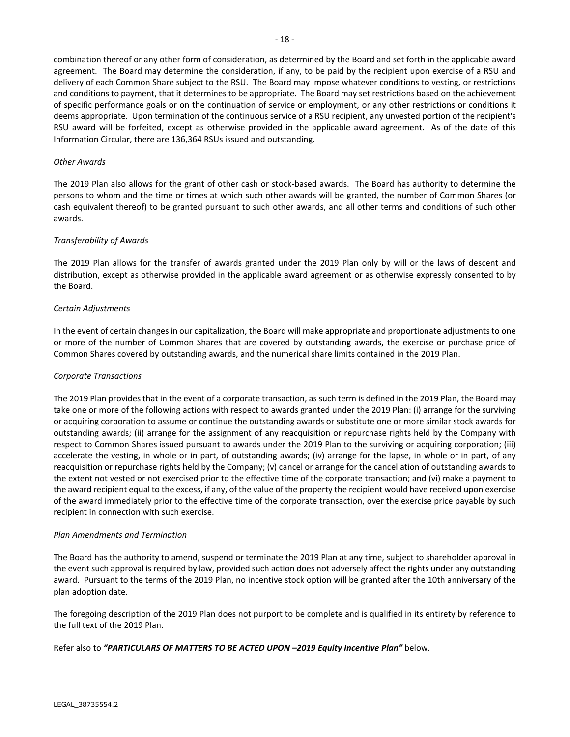combination thereof or any other form of consideration, as determined by the Board and set forth in the applicable award agreement. The Board may determine the consideration, if any, to be paid by the recipient upon exercise of a RSU and delivery of each Common Share subject to the RSU. The Board may impose whatever conditions to vesting, or restrictions and conditions to payment, that it determines to be appropriate. The Board may set restrictions based on the achievement of specific performance goals or on the continuation of service or employment, or any other restrictions or conditions it deems appropriate. Upon termination of the continuous service of a RSU recipient, any unvested portion of the recipient's RSU award will be forfeited, except as otherwise provided in the applicable award agreement. As of the date of this Information Circular, there are 136,364 RSUs issued and outstanding.

*Other Awards*

The 2019 Plan also allows for the grant of other cash or stock-based awards. The Board has authority to determine the persons to whom and the time or times at which such other awards will be granted, the number of Common Shares (or cash equivalent thereof) to be granted pursuant to such other awards, and all other terms and conditions of such other awards.

*Transferability of Awards*

The 2019 Plan allows for the transfer of awards granted under the 2019 Plan only by will or the laws of descent and distribution, except as otherwise provided in the applicable award agreement or as otherwise expressly consented to by the Board.

*Certain Adjustments*

In the event of certain changes in our capitalization, the Board will make appropriate and proportionate adjustments to one or more of the number of Common Shares that are covered by outstanding awards, the exercise or purchase price of Common Shares covered by outstanding awards, and the numerical share limits contained in the 2019 Plan.

*Corporate Transactions*

The 2019 Plan provides that in the event of a corporate transaction, as such term is defined in the 2019 Plan, the Board may take one or more of the following actions with respect to awards granted under the 2019 Plan: (i) arrange for the surviving or acquiring corporation to assume or continue the outstanding awards or substitute one or more similar stock awards for outstanding awards; (ii) arrange for the assignment of any reacquisition or repurchase rights held by the Company with respect to Common Shares issued pursuant to awards under the 2019 Plan to the surviving or acquiring corporation; (iii) accelerate the vesting, in whole or in part, of outstanding awards; (iv) arrange for the lapse, in whole or in part, of any reacquisition or repurchase rights held by the Company; (v) cancel or arrange for the cancellation of outstanding awards to the extent not vested or not exercised prior to the effective time of the corporate transaction; and (vi) make a payment to the award recipient equal to the excess, if any, of the value of the property the recipient would have received upon exercise of the award immediately prior to the effective time of the corporate transaction, over the exercise price payable by such recipient in connection with such exercise.

*Plan Amendments and Termination*

The Board has the authority to amend, suspend or terminate the 2019 Plan at any time, subject to shareholder approval in the event such approval is required by law, provided such action does not adversely affect the rights under any outstanding award. Pursuant to the terms of the 2019 Plan, no incentive stock option will be granted after the 10th anniversary of the plan adoption date.

The foregoing description of the 2019 Plan does not purport to be complete and is qualified in its entirety by reference to the full text of the 2019 Plan.

Refer also to ***"PARTICULARS OF MATTERS TO BE ACTED UPON –2019 Equity Incentive Plan"*** below.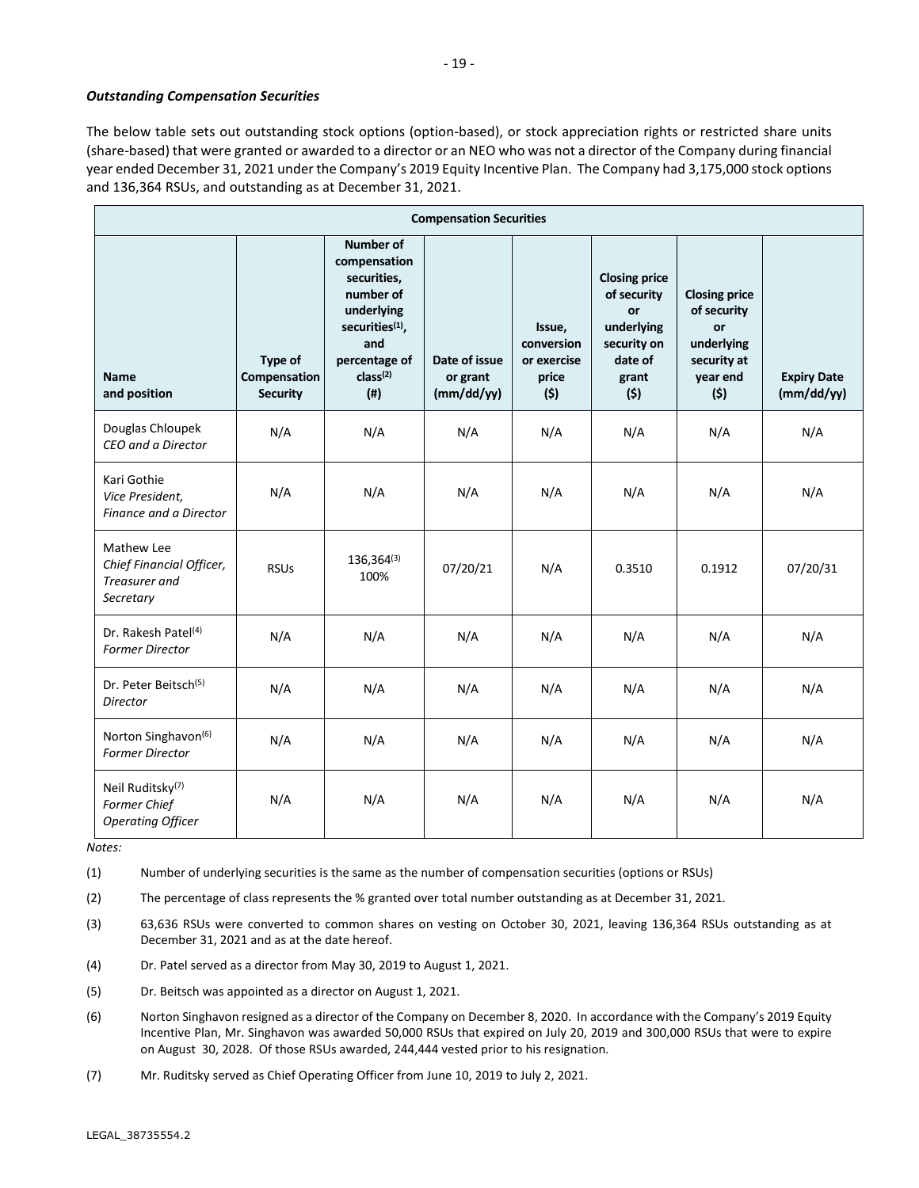***Outstanding Compensation Securities***

The below table sets out outstanding stock options (option-based), or stock appreciation rights or restricted share units (share-based) that were granted or awarded to a director or an NEO who was not a director of the Company during financial year ended December 31, 2021 under the Company's 2019 Equity Incentive Plan. The Company had 3,175,000 stock options and 136,364 RSUs, and outstanding as at December 31, 2021.

| **Compensation Securities** | | | | | | | |
|---|---|---|---|---|---|---|---|
| **Name and position** | **Type of Compensation Security** | **Number of compensation securities, number of underlying securities[(1)], and percentage of class[(2)] (#)** | **Date of issue or grant (mm/dd/yy)** | **Issue, conversion or exercise price ($)** | **Closing price of security or underlying security on date of grant ($)** | **Closing price of security or underlying security at year end ($)** | **Expiry Date (mm/dd/yy)** |
| Douglas Chloupek *CEO and a Director* | N/A | N/A | N/A | N/A | N/A | N/A | N/A |
| Kari Gothie *Vice President, Finance and a Director* | N/A | N/A | N/A | N/A | N/A | N/A | N/A |
| Mathew Lee *Chief Financial Officer, Treasurer and Secretary* | RSUs | 136,364[(3)] 100% | 07/20/21 | N/A | 0.3510 | 0.1912 | 07/20/31 |
| Dr. Rakesh Patel[(4)] *Former Director* | N/A | N/A | N/A | N/A | N/A | N/A | N/A |
| Dr. Peter Beitsch[(5)] *Director* | N/A | N/A | N/A | N/A | N/A | N/A | N/A |
| Norton Singhavon[(6)] *Former Director* | N/A | N/A | N/A | N/A | N/A | N/A | N/A |
| Neil Ruditsky[(7)] *Former Chief Operating Officer* | N/A | N/A | N/A | N/A | N/A | N/A | N/A |

*Notes:*

(1) Number of underlying securities is the same as the number of compensation securities (options or RSUs)

(2) The percentage of class represents the % granted over total number outstanding as at December 31, 2021.

(3) 63,636 RSUs were converted to common shares on vesting on October 30, 2021, leaving 136,364 RSUs outstanding as at December 31, 2021 and as at the date hereof.

(4) Dr. Patel served as a director from May 30, 2019 to August 1, 2021.

(5) Dr. Beitsch was appointed as a director on August 1, 2021.

(6) Norton Singhavon resigned as a director of the Company on December 8, 2020. In accordance with the Company's 2019 Equity Incentive Plan, Mr. Singhavon was awarded 50,000 RSUs that expired on July 20, 2019 and 300,000 RSUs that were to expire on August 30, 2028. Of those RSUs awarded, 244,444 vested prior to his resignation.

(7) Mr. Ruditsky served as Chief Operating Officer from June 10, 2019 to July 2, 2021.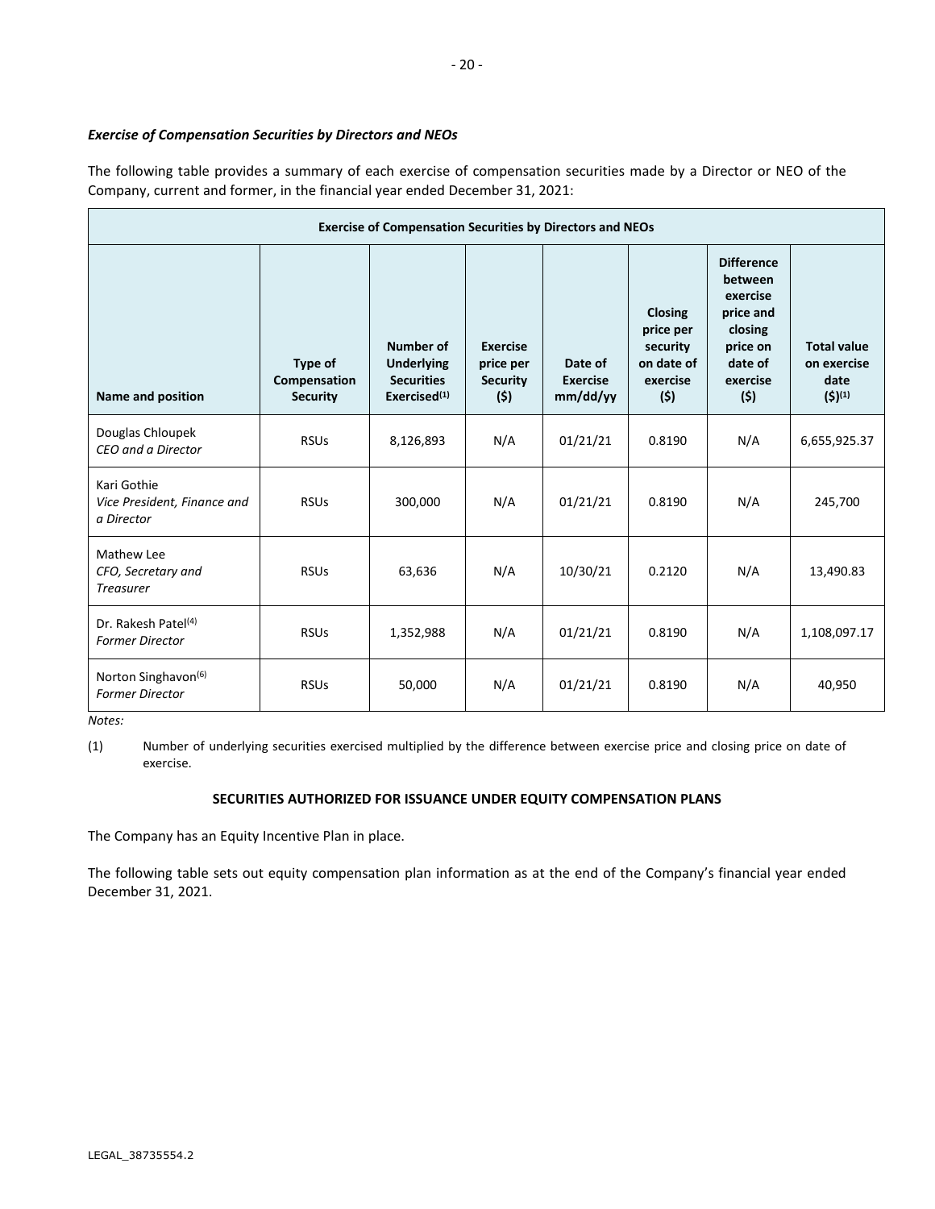***Exercise of Compensation Securities by Directors and NEOs***

The following table provides a summary of each exercise of compensation securities made by a Director or NEO of the Company, current and former, in the financial year ended December 31, 2021:

| **Exercise of Compensation Securities by Directors and NEOs** | | | | | | | |
|---|---|---|---|---|---|---|---|
| **Name and position** | **Type of Compensation Security** | **Number of Underlying Securities Exercised[(1)]** | **Exercise price per Security ($)** | **Date of Exercise mm/dd/yy** | **Closing price per security on date of exercise ($)** | **Difference between exercise price and closing price on date of exercise ($)** | **Total value on exercise date ($)[(1)]** |
| Douglas Chloupek *CEO and a Director* | RSUs | 8,126,893 | N/A | 01/21/21 | 0.8190 | N/A | 6,655,925.37 |
| Kari Gothie *Vice President, Finance and a Director* | RSUs | 300,000 | N/A | 01/21/21 | 0.8190 | N/A | 245,700 |
| Mathew Lee *CFO, Secretary and Treasurer* | RSUs | 63,636 | N/A | 10/30/21 | 0.2120 | N/A | 13,490.83 |
| Dr. Rakesh Patel[(4)] *Former Director* | RSUs | 1,352,988 | N/A | 01/21/21 | 0.8190 | N/A | 1,108,097.17 |
| Norton Singhavon[(6)] *Former Director* | RSUs | 50,000 | N/A | 01/21/21 | 0.8190 | N/A | 40,950 |

*Notes:*

(1) Number of underlying securities exercised multiplied by the difference between exercise price and closing price on date of exercise.

**SECURITIES AUTHORIZED FOR ISSUANCE UNDER EQUITY COMPENSATION PLANS**

The Company has an Equity Incentive Plan in place.

The following table sets out equity compensation plan information as at the end of the Company's financial year ended December 31, 2021.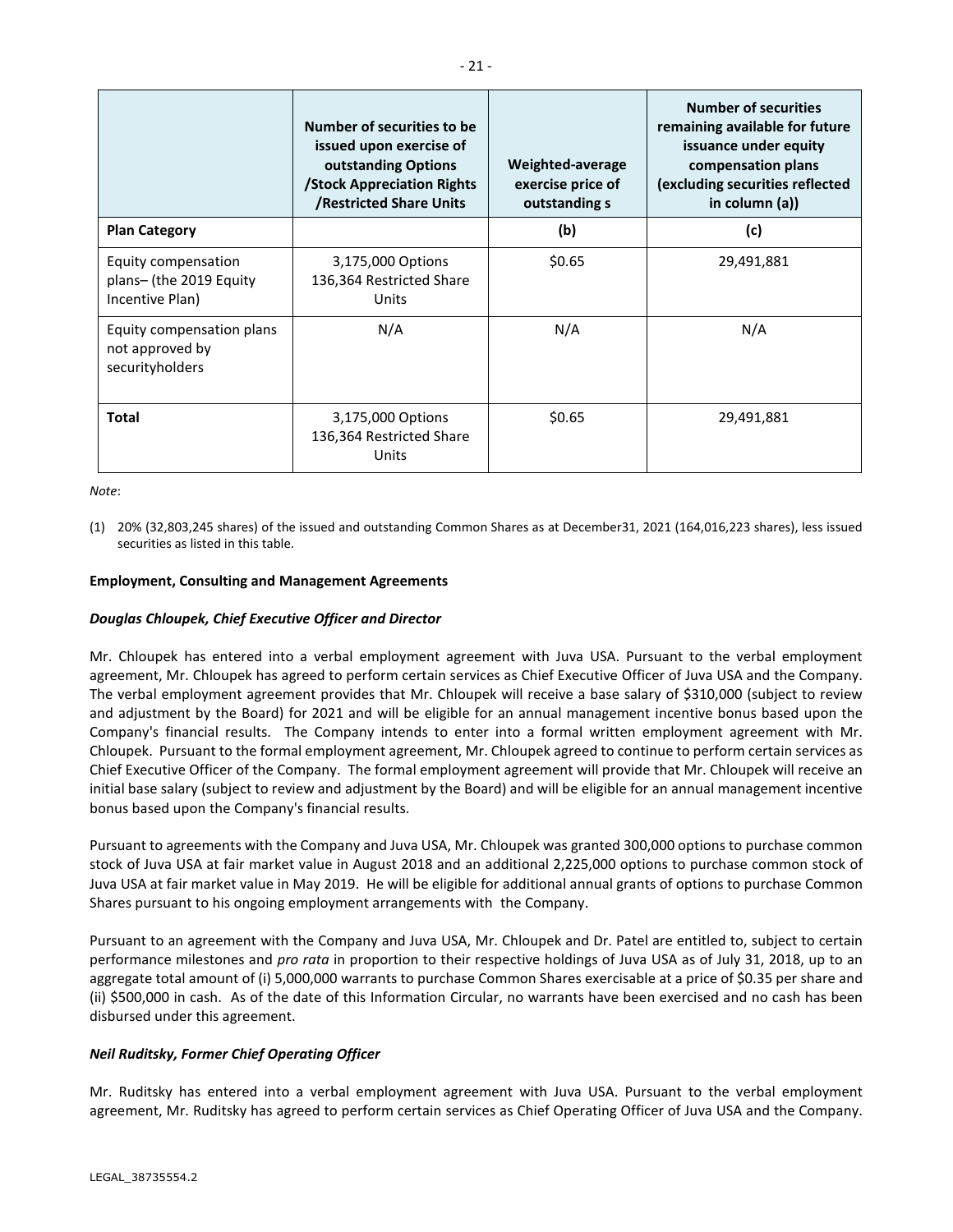| | Number of securities to be issued upon exercise of outstanding Options /Stock Appreciation Rights /Restricted Share Units | Weighted-average exercise price of outstanding s | Number of securities remaining available for future issuance under equity compensation plans (excluding securities reflected in column (a)) |
|---|---|---|---|
| **Plan Category** | | **(b)** | **(c)** |
| Equity compensation plans– (the 2019 Equity Incentive Plan) | 3,175,000 Options 136,364 Restricted Share Units | $0.65 | 29,491,881 |
| Equity compensation plans not approved by securityholders | N/A | N/A | N/A |
| **Total** | 3,175,000 Options 136,364 Restricted Share Units | $0.65 | 29,491,881 |

*Note*:

(1) 20% (32,803,245 shares) of the issued and outstanding Common Shares as at December31, 2021 (164,016,223 shares), less issued securities as listed in this table.

**Employment, Consulting and Management Agreements**

***Douglas Chloupek, Chief Executive Officer and Director***

Mr. Chloupek has entered into a verbal employment agreement with Juva USA. Pursuant to the verbal employment agreement, Mr. Chloupek has agreed to perform certain services as Chief Executive Officer of Juva USA and the Company. The verbal employment agreement provides that Mr. Chloupek will receive a base salary of $310,000 (subject to review and adjustment by the Board) for 2021 and will be eligible for an annual management incentive bonus based upon the Company's financial results. The Company intends to enter into a formal written employment agreement with Mr. Chloupek. Pursuant to the formal employment agreement, Mr. Chloupek agreed to continue to perform certain services as Chief Executive Officer of the Company. The formal employment agreement will provide that Mr. Chloupek will receive an initial base salary (subject to review and adjustment by the Board) and will be eligible for an annual management incentive bonus based upon the Company's financial results.

Pursuant to agreements with the Company and Juva USA, Mr. Chloupek was granted 300,000 options to purchase common stock of Juva USA at fair market value in August 2018 and an additional 2,225,000 options to purchase common stock of Juva USA at fair market value in May 2019. He will be eligible for additional annual grants of options to purchase Common Shares pursuant to his ongoing employment arrangements with the Company.

Pursuant to an agreement with the Company and Juva USA, Mr. Chloupek and Dr. Patel are entitled to, subject to certain performance milestones and *pro rata* in proportion to their respective holdings of Juva USA as of July 31, 2018, up to an aggregate total amount of (i) 5,000,000 warrants to purchase Common Shares exercisable at a price of $0.35 per share and (ii) $500,000 in cash. As of the date of this Information Circular, no warrants have been exercised and no cash has been disbursed under this agreement.

***Neil Ruditsky, Former Chief Operating Officer***

Mr. Ruditsky has entered into a verbal employment agreement with Juva USA. Pursuant to the verbal employment agreement, Mr. Ruditsky has agreed to perform certain services as Chief Operating Officer of Juva USA and the Company.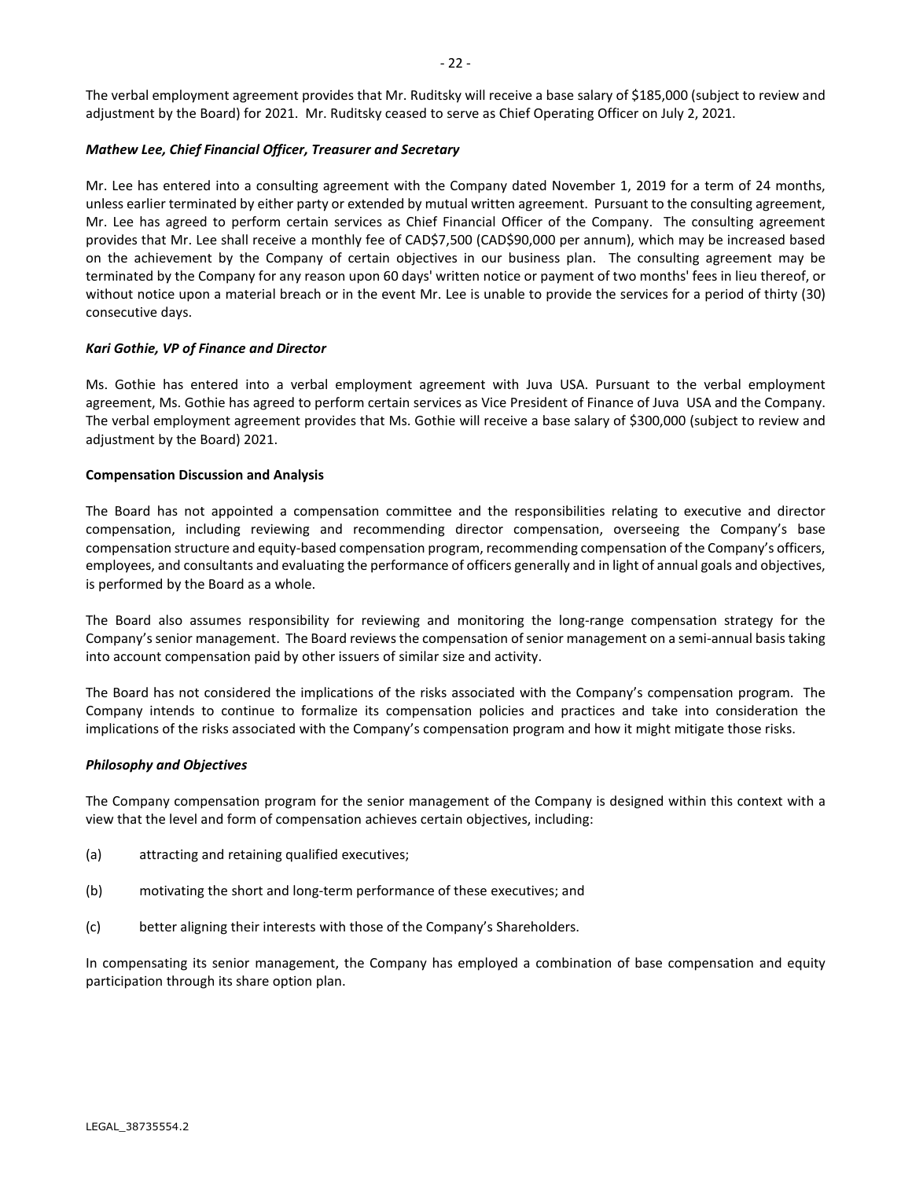The verbal employment agreement provides that Mr. Ruditsky will receive a base salary of $185,000 (subject to review and adjustment by the Board) for 2021. Mr. Ruditsky ceased to serve as Chief Operating Officer on July 2, 2021.

***Mathew Lee, Chief Financial Officer, Treasurer and Secretary***

Mr. Lee has entered into a consulting agreement with the Company dated November 1, 2019 for a term of 24 months, unless earlier terminated by either party or extended by mutual written agreement. Pursuant to the consulting agreement, Mr. Lee has agreed to perform certain services as Chief Financial Officer of the Company. The consulting agreement provides that Mr. Lee shall receive a monthly fee of CAD$7,500 (CAD$90,000 per annum), which may be increased based on the achievement by the Company of certain objectives in our business plan. The consulting agreement may be terminated by the Company for any reason upon 60 days' written notice or payment of two months' fees in lieu thereof, or without notice upon a material breach or in the event Mr. Lee is unable to provide the services for a period of thirty (30) consecutive days.

***Kari Gothie, VP of Finance and Director***

Ms. Gothie has entered into a verbal employment agreement with Juva USA. Pursuant to the verbal employment agreement, Ms. Gothie has agreed to perform certain services as Vice President of Finance of Juva USA and the Company. The verbal employment agreement provides that Ms. Gothie will receive a base salary of $300,000 (subject to review and adjustment by the Board) 2021.

**Compensation Discussion and Analysis**

The Board has not appointed a compensation committee and the responsibilities relating to executive and director compensation, including reviewing and recommending director compensation, overseeing the Company's base compensation structure and equity-based compensation program, recommending compensation of the Company's officers, employees, and consultants and evaluating the performance of officers generally and in light of annual goals and objectives, is performed by the Board as a whole.

The Board also assumes responsibility for reviewing and monitoring the long-range compensation strategy for the Company's senior management. The Board reviews the compensation of senior management on a semi-annual basis taking into account compensation paid by other issuers of similar size and activity.

The Board has not considered the implications of the risks associated with the Company's compensation program. The Company intends to continue to formalize its compensation policies and practices and take into consideration the implications of the risks associated with the Company's compensation program and how it might mitigate those risks.

***Philosophy and Objectives***

The Company compensation program for the senior management of the Company is designed within this context with a view that the level and form of compensation achieves certain objectives, including:

(a) attracting and retaining qualified executives;

(b) motivating the short and long-term performance of these executives; and

(c) better aligning their interests with those of the Company's Shareholders.

In compensating its senior management, the Company has employed a combination of base compensation and equity participation through its share option plan.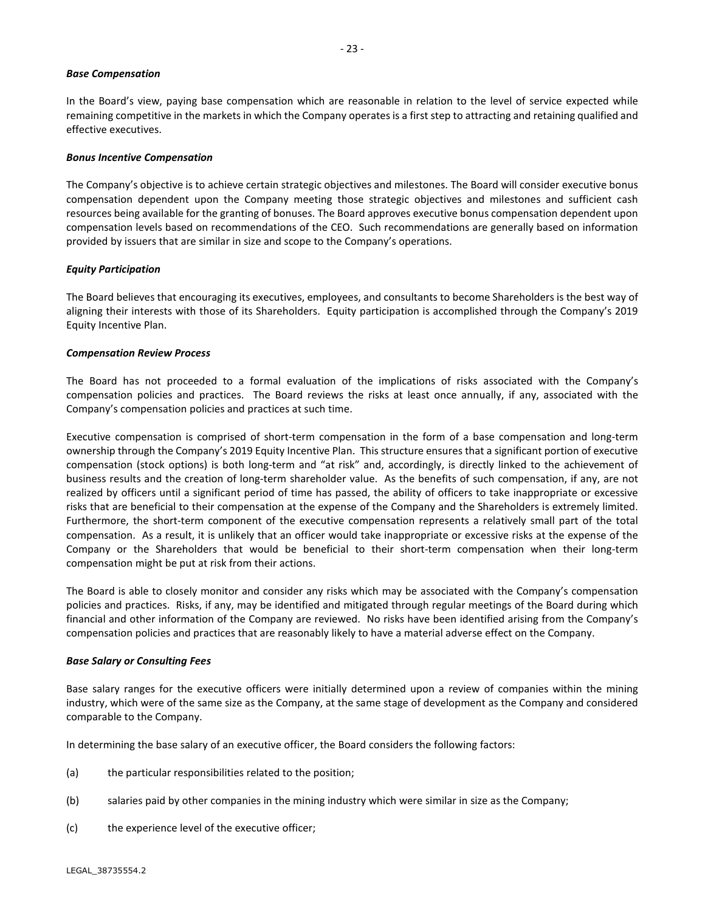***Base Compensation***

In the Board's view, paying base compensation which are reasonable in relation to the level of service expected while remaining competitive in the markets in which the Company operates is a first step to attracting and retaining qualified and effective executives.

***Bonus Incentive Compensation***

The Company's objective is to achieve certain strategic objectives and milestones. The Board will consider executive bonus compensation dependent upon the Company meeting those strategic objectives and milestones and sufficient cash resources being available for the granting of bonuses. The Board approves executive bonus compensation dependent upon compensation levels based on recommendations of the CEO. Such recommendations are generally based on information provided by issuers that are similar in size and scope to the Company's operations.

***Equity Participation***

The Board believes that encouraging its executives, employees, and consultants to become Shareholders is the best way of aligning their interests with those of its Shareholders. Equity participation is accomplished through the Company's 2019 Equity Incentive Plan.

***Compensation Review Process***

The Board has not proceeded to a formal evaluation of the implications of risks associated with the Company's compensation policies and practices. The Board reviews the risks at least once annually, if any, associated with the Company's compensation policies and practices at such time.

Executive compensation is comprised of short-term compensation in the form of a base compensation and long-term ownership through the Company's 2019 Equity Incentive Plan. This structure ensures that a significant portion of executive compensation (stock options) is both long-term and "at risk" and, accordingly, is directly linked to the achievement of business results and the creation of long-term shareholder value. As the benefits of such compensation, if any, are not realized by officers until a significant period of time has passed, the ability of officers to take inappropriate or excessive risks that are beneficial to their compensation at the expense of the Company and the Shareholders is extremely limited. Furthermore, the short-term component of the executive compensation represents a relatively small part of the total compensation. As a result, it is unlikely that an officer would take inappropriate or excessive risks at the expense of the Company or the Shareholders that would be beneficial to their short-term compensation when their long-term compensation might be put at risk from their actions.

The Board is able to closely monitor and consider any risks which may be associated with the Company's compensation policies and practices. Risks, if any, may be identified and mitigated through regular meetings of the Board during which financial and other information of the Company are reviewed. No risks have been identified arising from the Company's compensation policies and practices that are reasonably likely to have a material adverse effect on the Company.

***Base Salary or Consulting Fees***

Base salary ranges for the executive officers were initially determined upon a review of companies within the mining industry, which were of the same size as the Company, at the same stage of development as the Company and considered comparable to the Company.

In determining the base salary of an executive officer, the Board considers the following factors:

(a) the particular responsibilities related to the position;

(b) salaries paid by other companies in the mining industry which were similar in size as the Company;

(c) the experience level of the executive officer;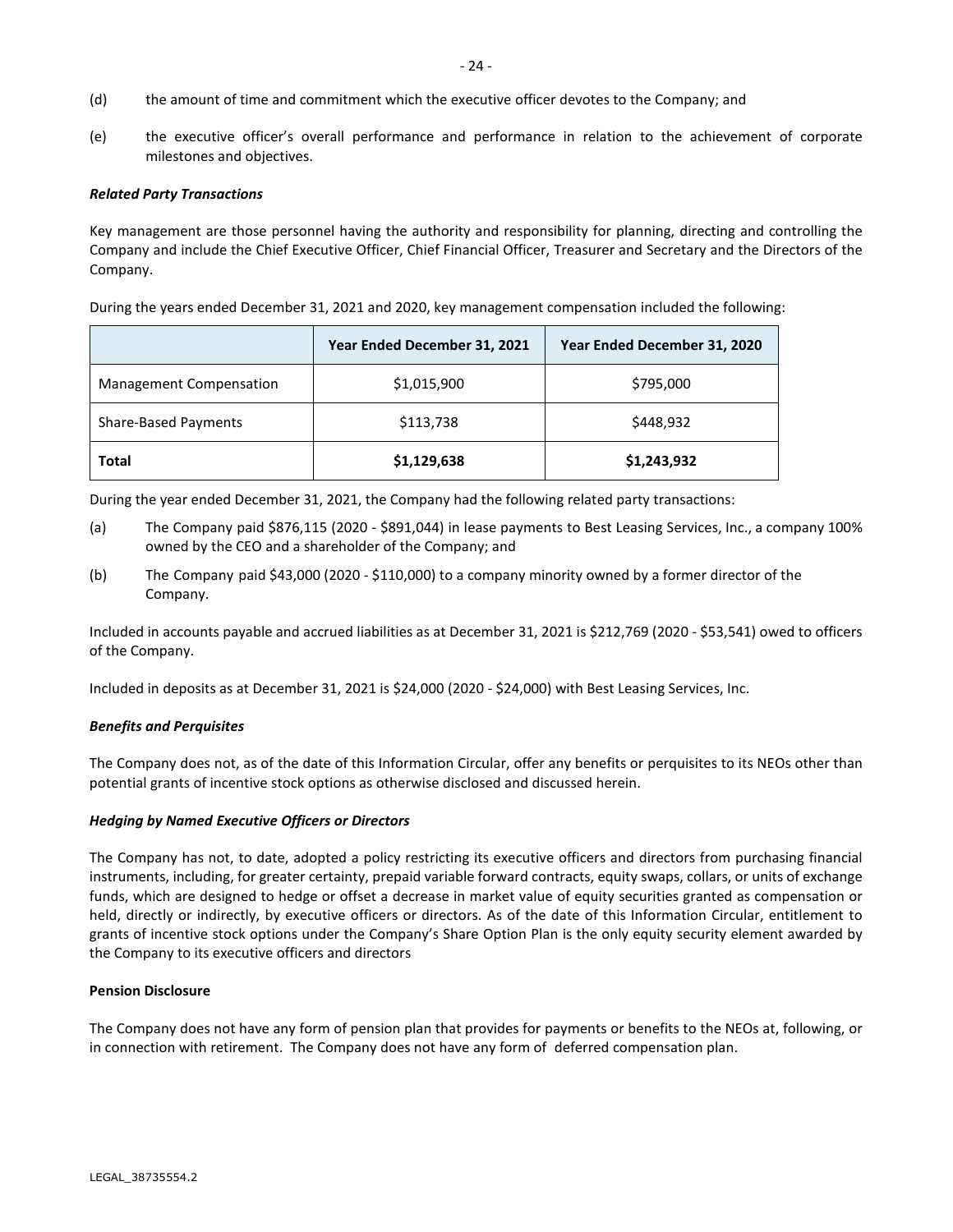(d) the amount of time and commitment which the executive officer devotes to the Company; and

(e) the executive officer's overall performance and performance in relation to the achievement of corporate milestones and objectives.

***Related Party Transactions***

Key management are those personnel having the authority and responsibility for planning, directing and controlling the Company and include the Chief Executive Officer, Chief Financial Officer, Treasurer and Secretary and the Directors of the Company.

During the years ended December 31, 2021 and 2020, key management compensation included the following:

| | **Year Ended December 31, 2021** | **Year Ended December 31, 2020** |
|---|---|---|
| Management Compensation | $1,015,900 | $795,000 |
| Share-Based Payments | $113,738 | $448,932 |
| **Total** | **$1,129,638** | **$1,243,932** |

During the year ended December 31, 2021, the Company had the following related party transactions:

(a) The Company paid $876,115 (2020 - $891,044) in lease payments to Best Leasing Services, Inc., a company 100% owned by the CEO and a shareholder of the Company; and

(b) The Company paid $43,000 (2020 - $110,000) to a company minority owned by a former director of the Company.

Included in accounts payable and accrued liabilities as at December 31, 2021 is $212,769 (2020 - $53,541) owed to officers of the Company.

Included in deposits as at December 31, 2021 is $24,000 (2020 - $24,000) with Best Leasing Services, Inc.

***Benefits and Perquisites***

The Company does not, as of the date of this Information Circular, offer any benefits or perquisites to its NEOs other than potential grants of incentive stock options as otherwise disclosed and discussed herein.

***Hedging by Named Executive Officers or Directors***

The Company has not, to date, adopted a policy restricting its executive officers and directors from purchasing financial instruments, including, for greater certainty, prepaid variable forward contracts, equity swaps, collars, or units of exchange funds, which are designed to hedge or offset a decrease in market value of equity securities granted as compensation or held, directly or indirectly, by executive officers or directors. As of the date of this Information Circular, entitlement to grants of incentive stock options under the Company's Share Option Plan is the only equity security element awarded by the Company to its executive officers and directors

**Pension Disclosure**

The Company does not have any form of pension plan that provides for payments or benefits to the NEOs at, following, or in connection with retirement. The Company does not have any form of deferred compensation plan.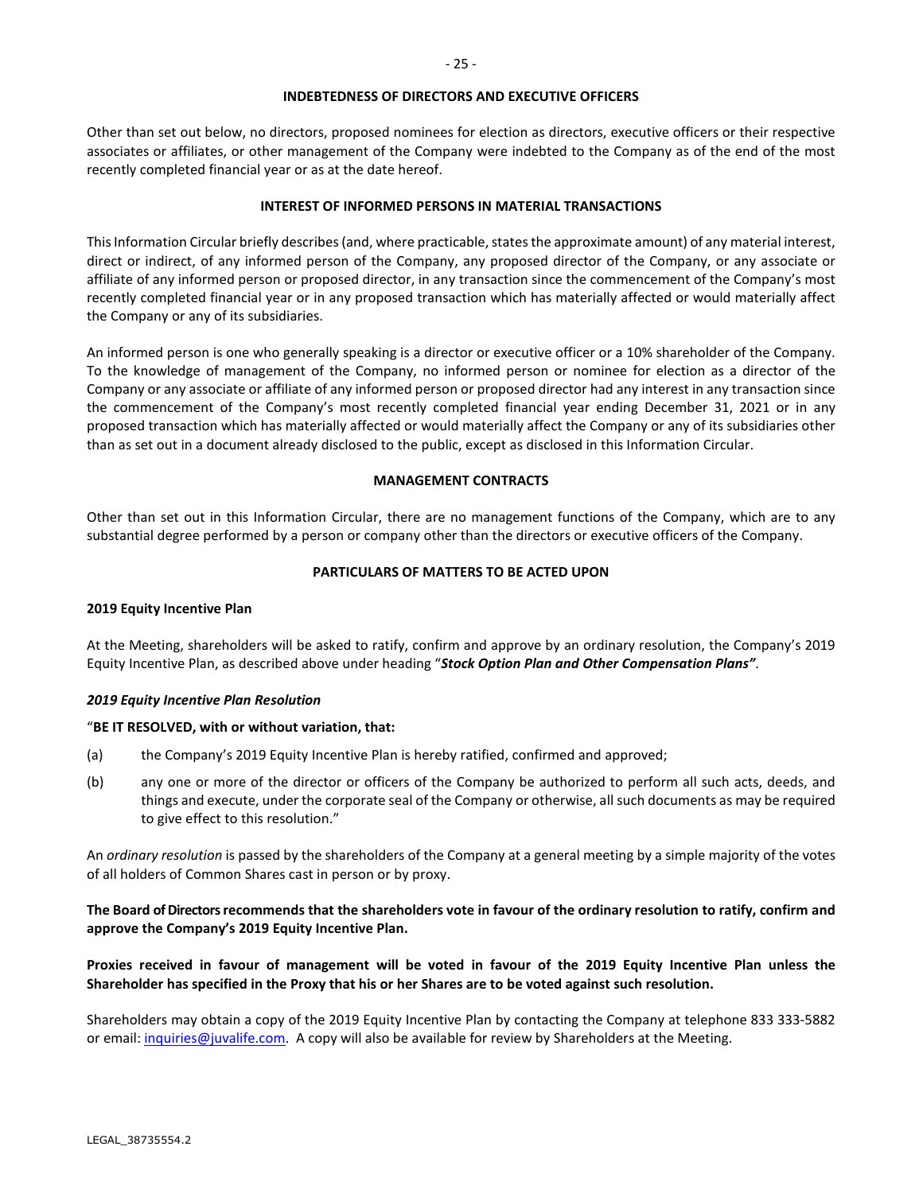## INDEBTEDNESS OF DIRECTORS AND EXECUTIVE OFFICERS

Other than set out below, no directors, proposed nominees for election as directors, executive officers or their respective associates or affiliates, or other management of the Company were indebted to the Company as of the end of the most recently completed financial year or as at the date hereof.

## INTEREST OF INFORMED PERSONS IN MATERIAL TRANSACTIONS

This Information Circular briefly describes (and, where practicable, states the approximate amount) of any material interest, direct or indirect, of any informed person of the Company, any proposed director of the Company, or any associate or affiliate of any informed person or proposed director, in any transaction since the commencement of the Company's most recently completed financial year or in any proposed transaction which has materially affected or would materially affect the Company or any of its subsidiaries.

An informed person is one who generally speaking is a director or executive officer or a 10% shareholder of the Company. To the knowledge of management of the Company, no informed person or nominee for election as a director of the Company or any associate or affiliate of any informed person or proposed director had any interest in any transaction since the commencement of the Company's most recently completed financial year ending December 31, 2021 or in any proposed transaction which has materially affected or would materially affect the Company or any of its subsidiaries other than as set out in a document already disclosed to the public, except as disclosed in this Information Circular.

## MANAGEMENT CONTRACTS

Other than set out in this Information Circular, there are no management functions of the Company, which are to any substantial degree performed by a person or company other than the directors or executive officers of the Company.

## PARTICULARS OF MATTERS TO BE ACTED UPON

### 2019 Equity Incentive Plan

At the Meeting, shareholders will be asked to ratify, confirm and approve by an ordinary resolution, the Company's 2019 Equity Incentive Plan, as described above under heading "***Stock Option Plan and Other Compensation Plans"***.

#### *2019 Equity Incentive Plan Resolution*

"**BE IT RESOLVED, with or without variation, that:**

(a) the Company's 2019 Equity Incentive Plan is hereby ratified, confirmed and approved;

(b) any one or more of the director or officers of the Company be authorized to perform all such acts, deeds, and things and execute, under the corporate seal of the Company or otherwise, all such documents as may be required to give effect to this resolution."

An *ordinary resolution* is passed by the shareholders of the Company at a general meeting by a simple majority of the votes of all holders of Common Shares cast in person or by proxy.

**The Board of Directors recommends that the shareholders vote in favour of the ordinary resolution to ratify, confirm and approve the Company's 2019 Equity Incentive Plan.**

**Proxies received in favour of management will be voted in favour of the 2019 Equity Incentive Plan unless the Shareholder has specified in the Proxy that his or her Shares are to be voted against such resolution.**

Shareholders may obtain a copy of the 2019 Equity Incentive Plan by contacting the Company at telephone 833 333-5882 or email: inquiries@juvalife.com. A copy will also be available for review by Shareholders at the Meeting.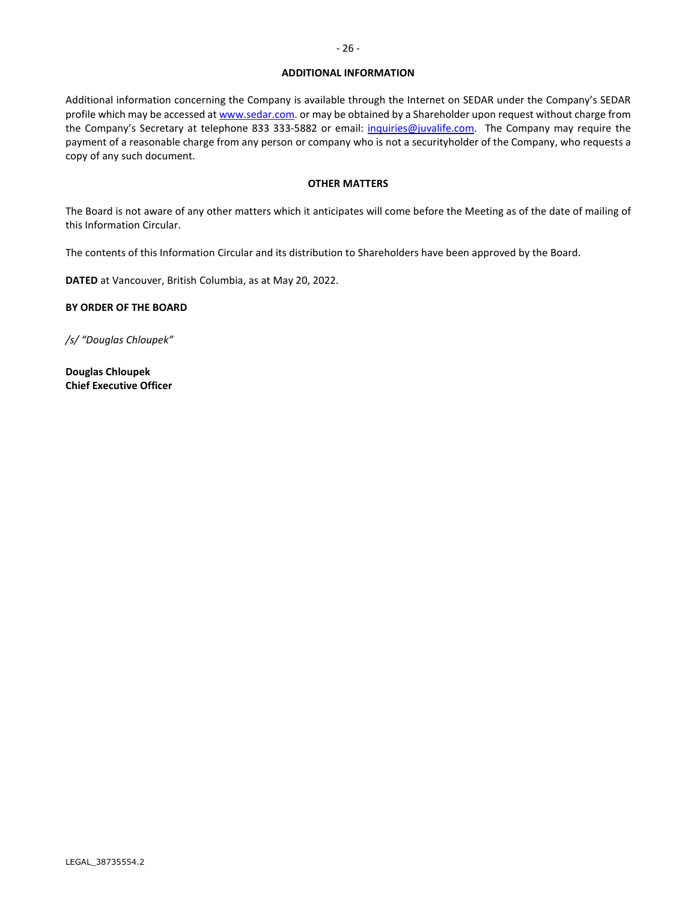## ADDITIONAL INFORMATION

Additional information concerning the Company is available through the Internet on SEDAR under the Company's SEDAR profile which may be accessed at www.sedar.com. or may be obtained by a Shareholder upon request without charge from the Company's Secretary at telephone 833 333-5882 or email: inquiries@juvalife.com. The Company may require the payment of a reasonable charge from any person or company who is not a securityholder of the Company, who requests a copy of any such document.

## OTHER MATTERS

The Board is not aware of any other matters which it anticipates will come before the Meeting as of the date of mailing of this Information Circular.

The contents of this Information Circular and its distribution to Shareholders have been approved by the Board.

**DATED** at Vancouver, British Columbia, as at May 20, 2022.

**BY ORDER OF THE BOARD**

*/s/ "Douglas Chloupek"*

**Douglas Chloupek**
**Chief Executive Officer**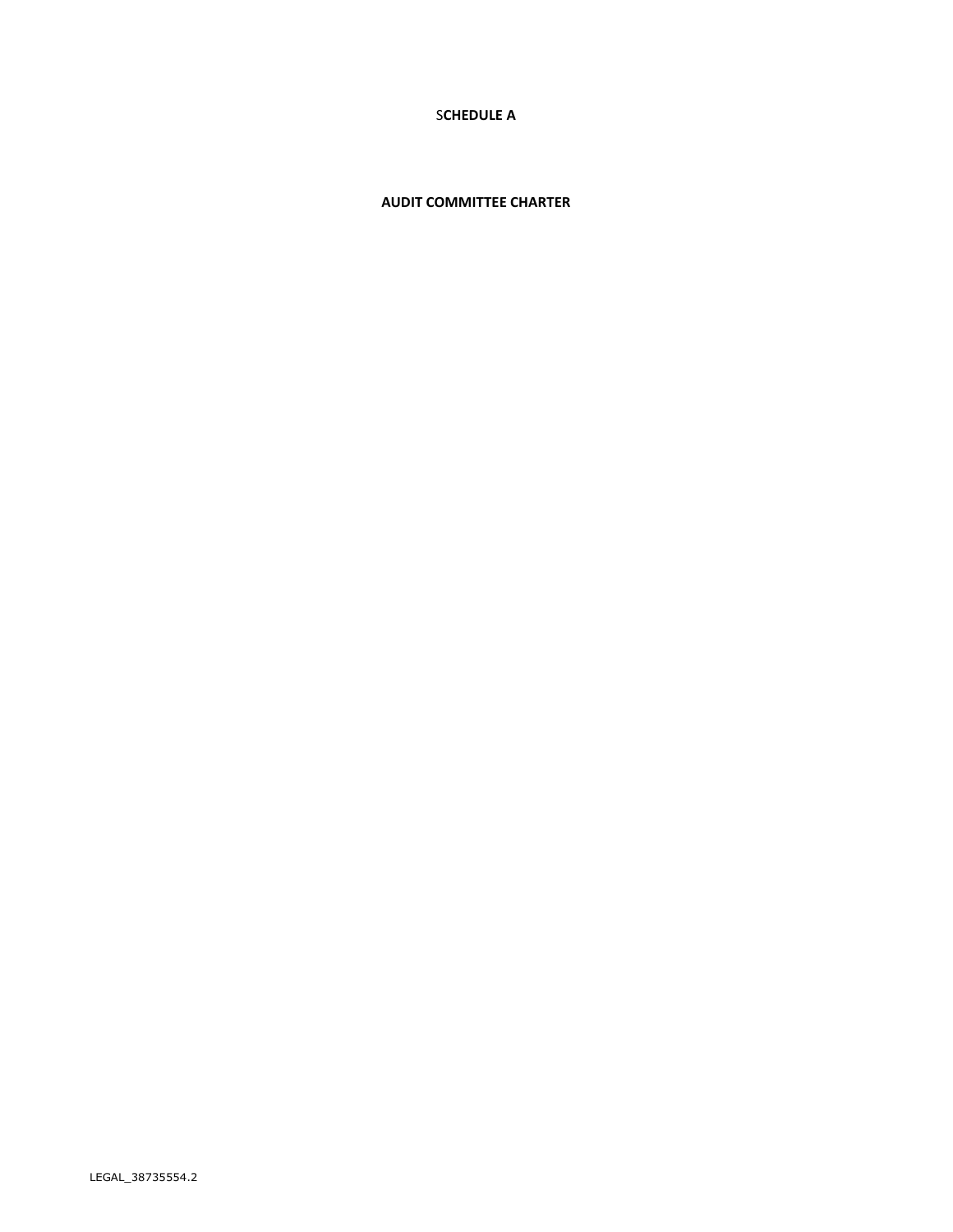**SCHEDULE A**

**AUDIT COMMITTEE CHARTER**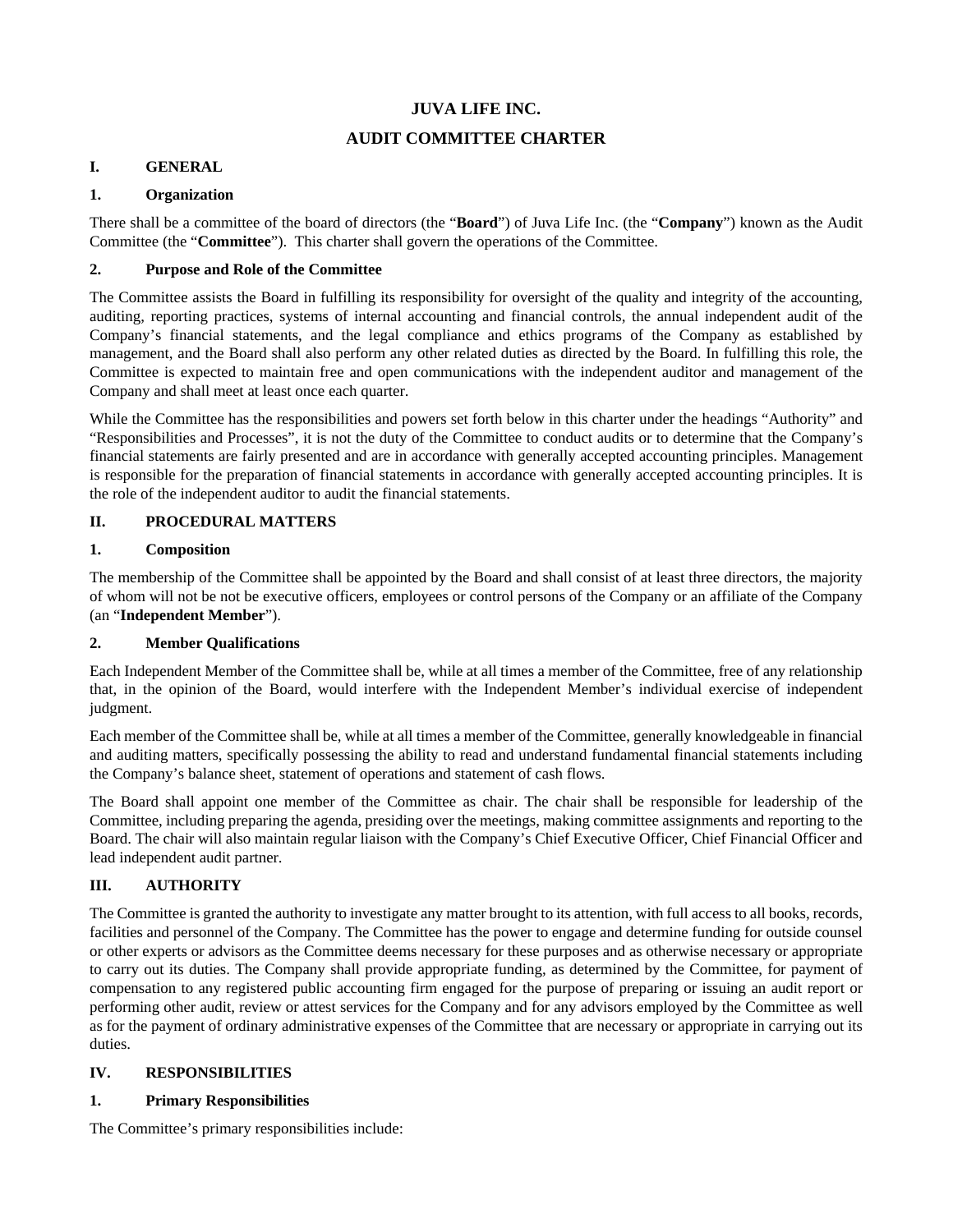# JUVA LIFE INC.

# AUDIT COMMITTEE CHARTER

## I. GENERAL

### 1. Organization

There shall be a committee of the board of directors (the "**Board**") of Juva Life Inc. (the "**Company**") known as the Audit Committee (the "**Committee**"). This charter shall govern the operations of the Committee.

### 2. Purpose and Role of the Committee

The Committee assists the Board in fulfilling its responsibility for oversight of the quality and integrity of the accounting, auditing, reporting practices, systems of internal accounting and financial controls, the annual independent audit of the Company's financial statements, and the legal compliance and ethics programs of the Company as established by management, and the Board shall also perform any other related duties as directed by the Board. In fulfilling this role, the Committee is expected to maintain free and open communications with the independent auditor and management of the Company and shall meet at least once each quarter.

While the Committee has the responsibilities and powers set forth below in this charter under the headings "Authority" and "Responsibilities and Processes", it is not the duty of the Committee to conduct audits or to determine that the Company's financial statements are fairly presented and are in accordance with generally accepted accounting principles. Management is responsible for the preparation of financial statements in accordance with generally accepted accounting principles. It is the role of the independent auditor to audit the financial statements.

## II. PROCEDURAL MATTERS

### 1. Composition

The membership of the Committee shall be appointed by the Board and shall consist of at least three directors, the majority of whom will not be not be executive officers, employees or control persons of the Company or an affiliate of the Company (an "**Independent Member**").

### 2. Member Qualifications

Each Independent Member of the Committee shall be, while at all times a member of the Committee, free of any relationship that, in the opinion of the Board, would interfere with the Independent Member's individual exercise of independent judgment.

Each member of the Committee shall be, while at all times a member of the Committee, generally knowledgeable in financial and auditing matters, specifically possessing the ability to read and understand fundamental financial statements including the Company's balance sheet, statement of operations and statement of cash flows.

The Board shall appoint one member of the Committee as chair. The chair shall be responsible for leadership of the Committee, including preparing the agenda, presiding over the meetings, making committee assignments and reporting to the Board. The chair will also maintain regular liaison with the Company's Chief Executive Officer, Chief Financial Officer and lead independent audit partner.

## III. AUTHORITY

The Committee is granted the authority to investigate any matter brought to its attention, with full access to all books, records, facilities and personnel of the Company. The Committee has the power to engage and determine funding for outside counsel or other experts or advisors as the Committee deems necessary for these purposes and as otherwise necessary or appropriate to carry out its duties. The Company shall provide appropriate funding, as determined by the Committee, for payment of compensation to any registered public accounting firm engaged for the purpose of preparing or issuing an audit report or performing other audit, review or attest services for the Company and for any advisors employed by the Committee as well as for the payment of ordinary administrative expenses of the Committee that are necessary or appropriate in carrying out its duties.

## IV. RESPONSIBILITIES

### 1. Primary Responsibilities

The Committee's primary responsibilities include: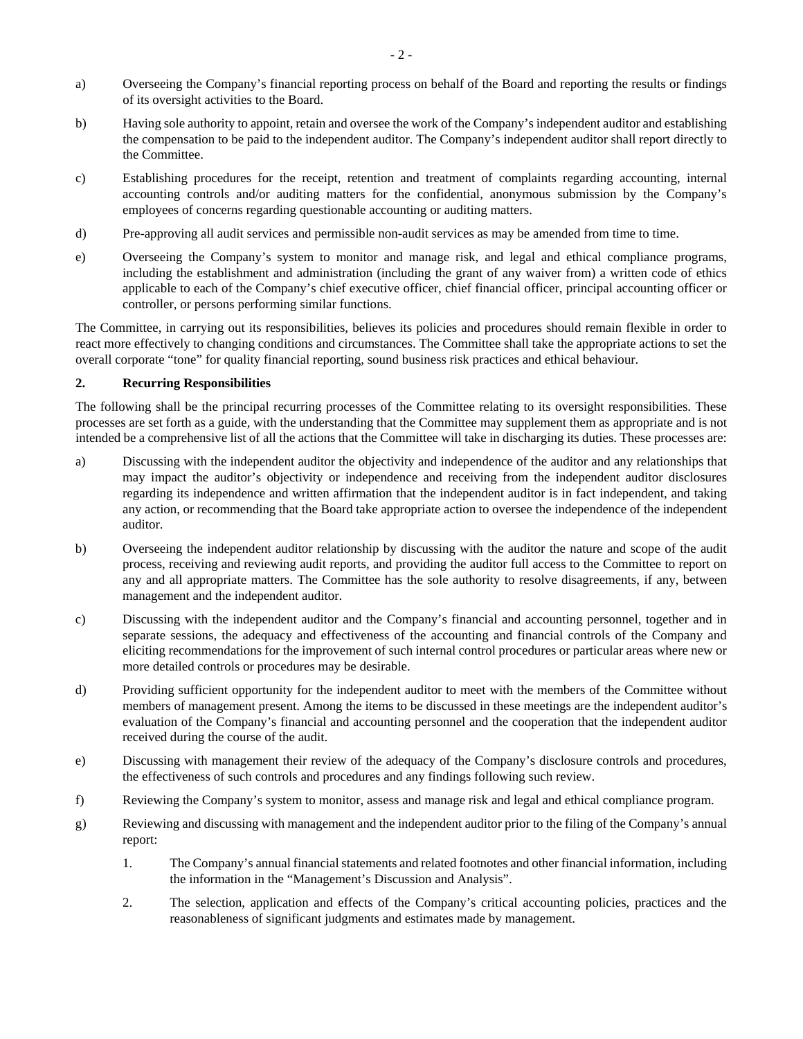a) Overseeing the Company's financial reporting process on behalf of the Board and reporting the results or findings of its oversight activities to the Board.

b) Having sole authority to appoint, retain and oversee the work of the Company's independent auditor and establishing the compensation to be paid to the independent auditor. The Company's independent auditor shall report directly to the Committee.

c) Establishing procedures for the receipt, retention and treatment of complaints regarding accounting, internal accounting controls and/or auditing matters for the confidential, anonymous submission by the Company's employees of concerns regarding questionable accounting or auditing matters.

d) Pre-approving all audit services and permissible non-audit services as may be amended from time to time.

e) Overseeing the Company's system to monitor and manage risk, and legal and ethical compliance programs, including the establishment and administration (including the grant of any waiver from) a written code of ethics applicable to each of the Company's chief executive officer, chief financial officer, principal accounting officer or controller, or persons performing similar functions.

The Committee, in carrying out its responsibilities, believes its policies and procedures should remain flexible in order to react more effectively to changing conditions and circumstances. The Committee shall take the appropriate actions to set the overall corporate "tone" for quality financial reporting, sound business risk practices and ethical behaviour.

### 2. Recurring Responsibilities

The following shall be the principal recurring processes of the Committee relating to its oversight responsibilities. These processes are set forth as a guide, with the understanding that the Committee may supplement them as appropriate and is not intended be a comprehensive list of all the actions that the Committee will take in discharging its duties. These processes are:

a) Discussing with the independent auditor the objectivity and independence of the auditor and any relationships that may impact the auditor's objectivity or independence and receiving from the independent auditor disclosures regarding its independence and written affirmation that the independent auditor is in fact independent, and taking any action, or recommending that the Board take appropriate action to oversee the independence of the independent auditor.

b) Overseeing the independent auditor relationship by discussing with the auditor the nature and scope of the audit process, receiving and reviewing audit reports, and providing the auditor full access to the Committee to report on any and all appropriate matters. The Committee has the sole authority to resolve disagreements, if any, between management and the independent auditor.

c) Discussing with the independent auditor and the Company's financial and accounting personnel, together and in separate sessions, the adequacy and effectiveness of the accounting and financial controls of the Company and eliciting recommendations for the improvement of such internal control procedures or particular areas where new or more detailed controls or procedures may be desirable.

d) Providing sufficient opportunity for the independent auditor to meet with the members of the Committee without members of management present. Among the items to be discussed in these meetings are the independent auditor's evaluation of the Company's financial and accounting personnel and the cooperation that the independent auditor received during the course of the audit.

e) Discussing with management their review of the adequacy of the Company's disclosure controls and procedures, the effectiveness of such controls and procedures and any findings following such review.

f) Reviewing the Company's system to monitor, assess and manage risk and legal and ethical compliance program.

g) Reviewing and discussing with management and the independent auditor prior to the filing of the Company's annual report:

   1. The Company's annual financial statements and related footnotes and other financial information, including the information in the "Management's Discussion and Analysis".

   2. The selection, application and effects of the Company's critical accounting policies, practices and the reasonableness of significant judgments and estimates made by management.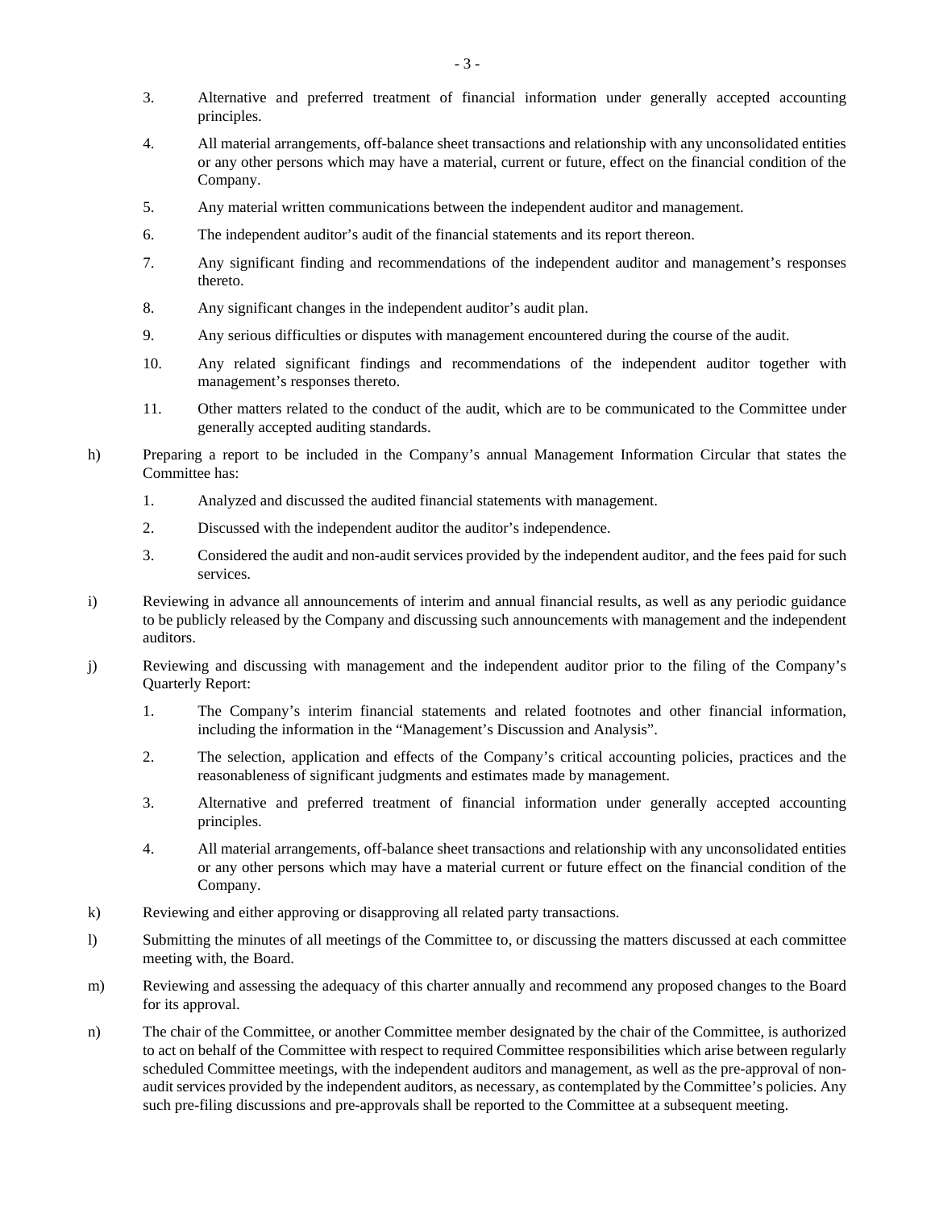3. Alternative and preferred treatment of financial information under generally accepted accounting principles.

4. All material arrangements, off-balance sheet transactions and relationship with any unconsolidated entities or any other persons which may have a material, current or future, effect on the financial condition of the Company.

5. Any material written communications between the independent auditor and management.

6. The independent auditor's audit of the financial statements and its report thereon.

7. Any significant finding and recommendations of the independent auditor and management's responses thereto.

8. Any significant changes in the independent auditor's audit plan.

9. Any serious difficulties or disputes with management encountered during the course of the audit.

10. Any related significant findings and recommendations of the independent auditor together with management's responses thereto.

11. Other matters related to the conduct of the audit, which are to be communicated to the Committee under generally accepted auditing standards.

h) Preparing a report to be included in the Company's annual Management Information Circular that states the Committee has:

1. Analyzed and discussed the audited financial statements with management.

2. Discussed with the independent auditor the auditor's independence.

3. Considered the audit and non-audit services provided by the independent auditor, and the fees paid for such services.

i) Reviewing in advance all announcements of interim and annual financial results, as well as any periodic guidance to be publicly released by the Company and discussing such announcements with management and the independent auditors.

j) Reviewing and discussing with management and the independent auditor prior to the filing of the Company's Quarterly Report:

1. The Company's interim financial statements and related footnotes and other financial information, including the information in the "Management's Discussion and Analysis".

2. The selection, application and effects of the Company's critical accounting policies, practices and the reasonableness of significant judgments and estimates made by management.

3. Alternative and preferred treatment of financial information under generally accepted accounting principles.

4. All material arrangements, off-balance sheet transactions and relationship with any unconsolidated entities or any other persons which may have a material current or future effect on the financial condition of the Company.

k) Reviewing and either approving or disapproving all related party transactions.

l) Submitting the minutes of all meetings of the Committee to, or discussing the matters discussed at each committee meeting with, the Board.

m) Reviewing and assessing the adequacy of this charter annually and recommend any proposed changes to the Board for its approval.

n) The chair of the Committee, or another Committee member designated by the chair of the Committee, is authorized to act on behalf of the Committee with respect to required Committee responsibilities which arise between regularly scheduled Committee meetings, with the independent auditors and management, as well as the pre-approval of non-audit services provided by the independent auditors, as necessary, as contemplated by the Committee's policies. Any such pre-filing discussions and pre-approvals shall be reported to the Committee at a subsequent meeting.